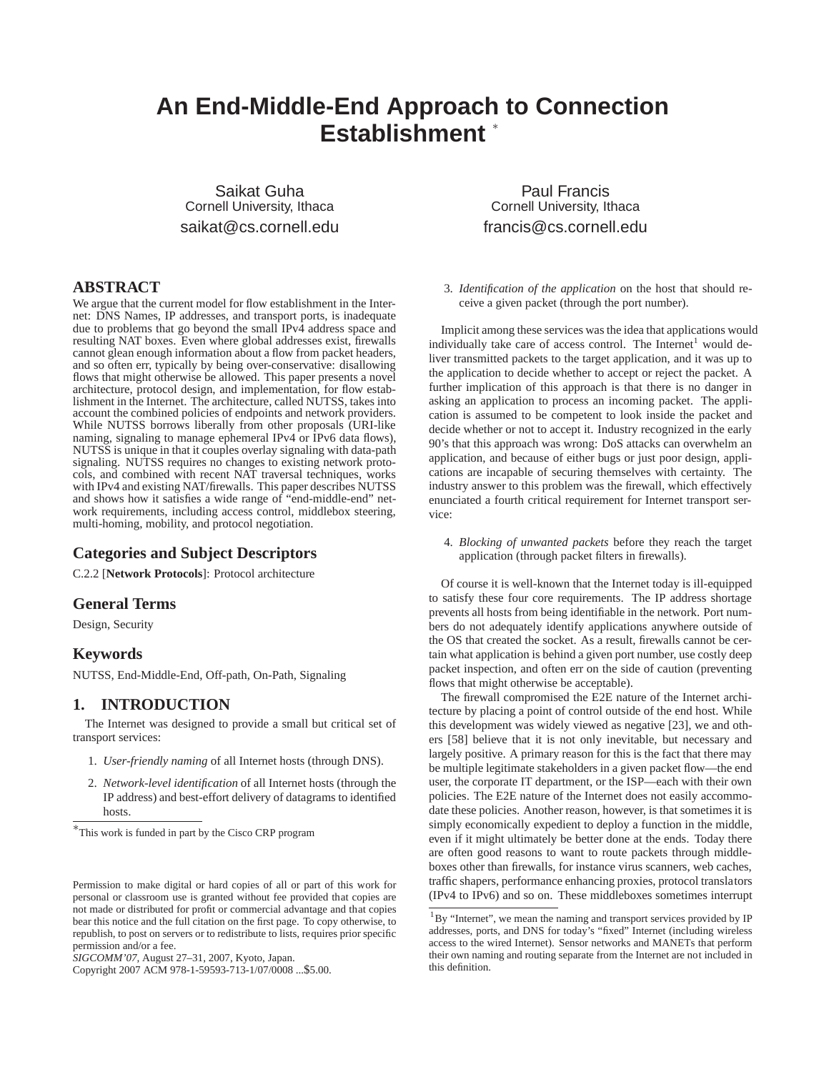# An End-Middle-End Approach to Connection Establishment *

Saikat Guha
Cornell University, Ithaca
saikat@cs.cornell.edu

Paul Francis
Cornell University, Ithaca
francis@cs.cornell.edu

## ABSTRACT

We argue that the current model for flow establishment in the Internet: DNS Names, IP addresses, and transport ports, is inadequate due to problems that go beyond the small IPv4 address space and resulting NAT boxes. Even where global addresses exist, firewalls cannot glean enough information about a flow from packet headers, and so often err, typically by being over-conservative: disallowing flows that might otherwise be allowed. This paper presents a novel architecture, protocol design, and implementation, for flow establishment in the Internet. The architecture, called NUTSS, takes into account the combined policies of endpoints and network providers. While NUTSS borrows liberally from other proposals (URI-like naming, signaling to manage ephemeral IPv4 or IPv6 data flows), NUTSS is unique in that it couples overlay signaling with data-path signaling. NUTSS requires no changes to existing network protocols, and combined with recent NAT traversal techniques, works with IPv4 and existing NAT/firewalls. This paper describes NUTSS and shows how it satisfies a wide range of "end-middle-end" network requirements, including access control, middlebox steering, multi-homing, mobility, and protocol negotiation.

## Categories and Subject Descriptors

C.2.2 [**Network Protocols**]: Protocol architecture

## General Terms

Design, Security

## Keywords

NUTSS, End-Middle-End, Off-path, On-Path, Signaling

## 1. INTRODUCTION

The Internet was designed to provide a small but critical set of transport services:

1. *User-friendly naming* of all Internet hosts (through DNS).
2. *Network-level identification* of all Internet hosts (through the IP address) and best-effort delivery of datagrams to identified hosts.
3. *Identification of the application* on the host that should receive a given packet (through the port number).

Implicit among these services was the idea that applications would individually take care of access control. The Internet[1] would deliver transmitted packets to the target application, and it was up to the application to decide whether to accept or reject the packet. A further implication of this approach is that there is no danger in asking an application to process an incoming packet. The application is assumed to be competent to look inside the packet and decide whether or not to accept it. Industry recognized in the early 90's that this approach was wrong: DoS attacks can overwhelm an application, and because of either bugs or just poor design, applications are incapable of securing themselves with certainty. The industry answer to this problem was the firewall, which effectively enunciated a fourth critical requirement for Internet transport service:

4. *Blocking of unwanted packets* before they reach the target application (through packet filters in firewalls).

Of course it is well-known that the Internet today is ill-equipped to satisfy these four core requirements. The IP address shortage prevents all hosts from being identifiable in the network. Port numbers do not adequately identify applications anywhere outside of the OS that created the socket. As a result, firewalls cannot be certain what application is behind a given port number, use costly deep packet inspection, and often err on the side of caution (preventing flows that might otherwise be acceptable).

The firewall compromised the E2E nature of the Internet architecture by placing a point of control outside of the end host. While this development was widely viewed as negative [23], we and others [58] believe that it is not only inevitable, but necessary and largely positive. A primary reason for this is the fact that there may be multiple legitimate stakeholders in a given packet flow—the end user, the corporate IT department, or the ISP—each with their own policies. The E2E nature of the Internet does not easily accommodate these policies. Another reason, however, is that sometimes it is simply economically expedient to deploy a function in the middle, even if it might ultimately be better done at the ends. Today there are often good reasons to want to route packets through middleboxes other than firewalls, for instance virus scanners, web caches, traffic shapers, performance enhancing proxies, protocol translators (IPv4 to IPv6) and so on. These middleboxes sometimes interrupt

*This work is funded in part by the Cisco CRP program

Permission to make digital or hard copies of all or part of this work for personal or classroom use is granted without fee provided that copies are not made or distributed for profit or commercial advantage and that copies bear this notice and the full citation on the first page. To copy otherwise, to republish, to post on servers or to redistribute to lists, requires prior specific permission and/or a fee.
*SIGCOMM'07*, August 27–31, 2007, Kyoto, Japan.
Copyright 2007 ACM 978-1-59593-713-1/07/0008 ...$5.00.

[1] By "Internet", we mean the naming and transport services provided by IP addresses, ports, and DNS for today's "fixed" Internet (including wireless access to the wired Internet). Sensor networks and MANETs that perform their own naming and routing separate from the Internet are not included in this definition.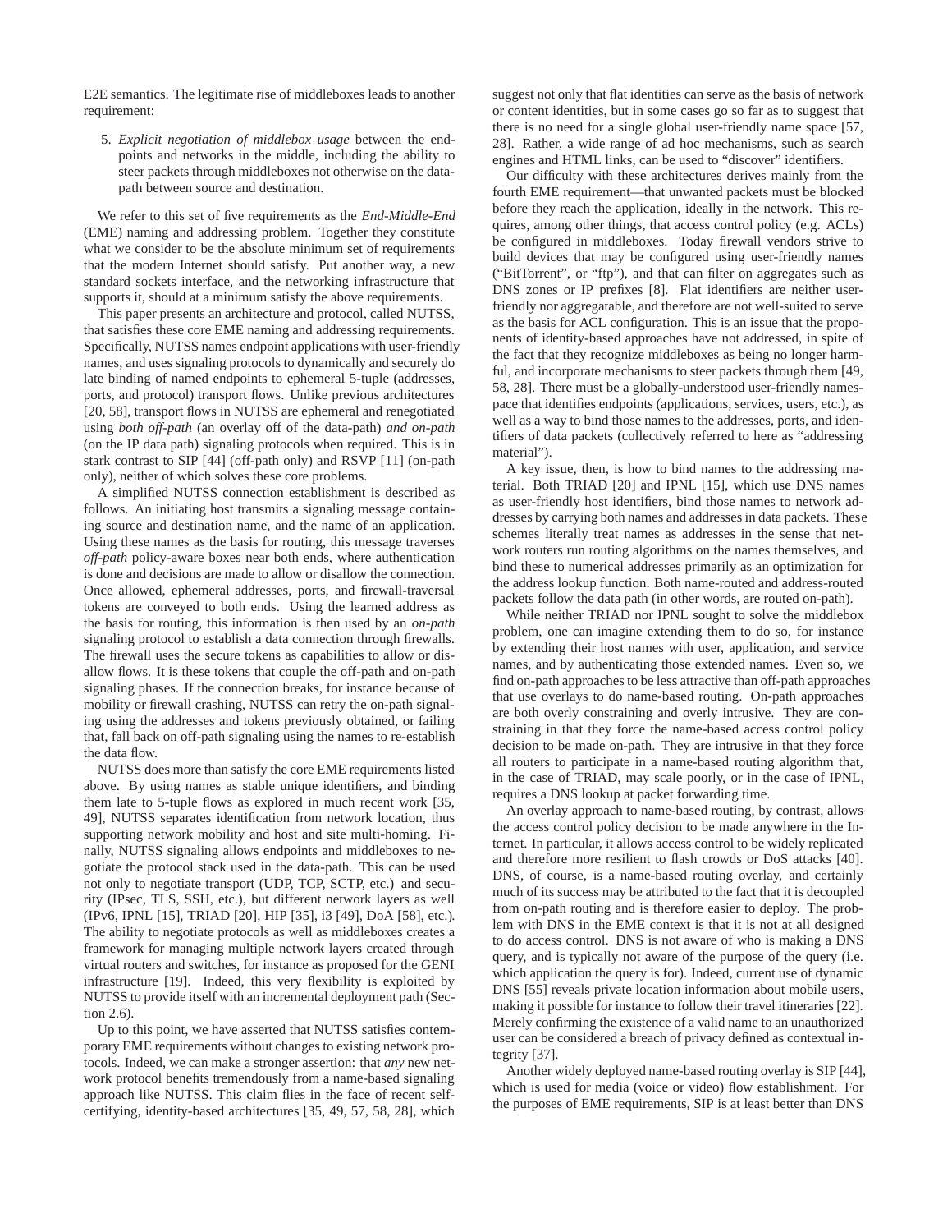E2E semantics. The legitimate rise of middleboxes leads to another requirement:

5. *Explicit negotiation of middlebox usage* between the endpoints and networks in the middle, including the ability to steer packets through middleboxes not otherwise on the datapath between source and destination.

We refer to this set of five requirements as the *End-Middle-End* (EME) naming and addressing problem. Together they constitute what we consider to be the absolute minimum set of requirements that the modern Internet should satisfy. Put another way, a new standard sockets interface, and the networking infrastructure that supports it, should at a minimum satisfy the above requirements.

This paper presents an architecture and protocol, called NUTSS, that satisfies these core EME naming and addressing requirements. Specifically, NUTSS names endpoint applications with user-friendly names, and uses signaling protocols to dynamically and securely do late binding of named endpoints to ephemeral 5-tuple (addresses, ports, and protocol) transport flows. Unlike previous architectures [20, 58], transport flows in NUTSS are ephemeral and renegotiated using *both off-path* (an overlay off of the data-path) *and on-path* (on the IP data path) signaling protocols when required. This is in stark contrast to SIP [44] (off-path only) and RSVP [11] (on-path only), neither of which solves these core problems.

A simplified NUTSS connection establishment is described as follows. An initiating host transmits a signaling message containing source and destination name, and the name of an application. Using these names as the basis for routing, this message traverses *off-path* policy-aware boxes near both ends, where authentication is done and decisions are made to allow or disallow the connection. Once allowed, ephemeral addresses, ports, and firewall-traversal tokens are conveyed to both ends. Using the learned address as the basis for routing, this information is then used by an *on-path* signaling protocol to establish a data connection through firewalls. The firewall uses the secure tokens as capabilities to allow or disallow flows. It is these tokens that couple the off-path and on-path signaling phases. If the connection breaks, for instance because of mobility or firewall crashing, NUTSS can retry the on-path signaling using the addresses and tokens previously obtained, or failing that, fall back on off-path signaling using the names to re-establish the data flow.

NUTSS does more than satisfy the core EME requirements listed above. By using names as stable unique identifiers, and binding them late to 5-tuple flows as explored in much recent work [35, 49], NUTSS separates identification from network location, thus supporting network mobility and host and site multi-homing. Finally, NUTSS signaling allows endpoints and middleboxes to negotiate the protocol stack used in the data-path. This can be used not only to negotiate transport (UDP, TCP, SCTP, etc.) and security (IPsec, TLS, SSH, etc.), but different network layers as well (IPv6, IPNL [15], TRIAD [20], HIP [35], i3 [49], DoA [58], etc.). The ability to negotiate protocols as well as middleboxes creates a framework for managing multiple network layers created through virtual routers and switches, for instance as proposed for the GENI infrastructure [19]. Indeed, this very flexibility is exploited by NUTSS to provide itself with an incremental deployment path (Section 2.6).

Up to this point, we have asserted that NUTSS satisfies contemporary EME requirements without changes to existing network protocols. Indeed, we can make a stronger assertion: that *any* new network protocol benefits tremendously from a name-based signaling approach like NUTSS. This claim flies in the face of recent self-certifying, identity-based architectures [35, 49, 57, 58, 28], which suggest not only that flat identities can serve as the basis of network or content identities, but in some cases go so far as to suggest that there is no need for a single global user-friendly name space [57, 28]. Rather, a wide range of ad hoc mechanisms, such as search engines and HTML links, can be used to "discover" identifiers.

Our difficulty with these architectures derives mainly from the fourth EME requirement—that unwanted packets must be blocked before they reach the application, ideally in the network. This requires, among other things, that access control policy (e.g. ACLs) be configured in middleboxes. Today firewall vendors strive to build devices that may be configured using user-friendly names ("BitTorrent", or "ftp"), and that can filter on aggregates such as DNS zones or IP prefixes [8]. Flat identifiers are neither user-friendly nor aggregatable, and therefore are not well-suited to serve as the basis for ACL configuration. This is an issue that the proponents of identity-based approaches have not addressed, in spite of the fact that they recognize middleboxes as being no longer harmful, and incorporate mechanisms to steer packets through them [49, 58, 28]. There must be a globally-understood user-friendly namespace that identifies endpoints (applications, services, users, etc.), as well as a way to bind those names to the addresses, ports, and identifiers of data packets (collectively referred to here as "addressing material").

A key issue, then, is how to bind names to the addressing material. Both TRIAD [20] and IPNL [15], which use DNS names as user-friendly host identifiers, bind those names to network addresses by carrying both names and addresses in data packets. These schemes literally treat names as addresses in the sense that network routers run routing algorithms on the names themselves, and bind these to numerical addresses primarily as an optimization for the address lookup function. Both name-routed and address-routed packets follow the data path (in other words, are routed on-path).

While neither TRIAD nor IPNL sought to solve the middlebox problem, one can imagine extending them to do so, for instance by extending their host names with user, application, and service names, and by authenticating those extended names. Even so, we find on-path approaches to be less attractive than off-path approaches that use overlays to do name-based routing. On-path approaches are both overly constraining and overly intrusive. They are constraining in that they force the name-based access control policy decision to be made on-path. They are intrusive in that they force all routers to participate in a name-based routing algorithm that, in the case of TRIAD, may scale poorly, or in the case of IPNL, requires a DNS lookup at packet forwarding time.

An overlay approach to name-based routing, by contrast, allows the access control policy decision to be made anywhere in the Internet. In particular, it allows access control to be widely replicated and therefore more resilient to flash crowds or DoS attacks [40]. DNS, of course, is a name-based routing overlay, and certainly much of its success may be attributed to the fact that it is decoupled from on-path routing and is therefore easier to deploy. The problem with DNS in the EME context is that it is not at all designed to do access control. DNS is not aware of who is making a DNS query, and is typically not aware of the purpose of the query (i.e. which application the query is for). Indeed, current use of dynamic DNS [55] reveals private location information about mobile users, making it possible for instance to follow their travel itineraries [22]. Merely confirming the existence of a valid name to an unauthorized user can be considered a breach of privacy defined as contextual integrity [37].

Another widely deployed name-based routing overlay is SIP [44], which is used for media (voice or video) flow establishment. For the purposes of EME requirements, SIP is at least better than DNS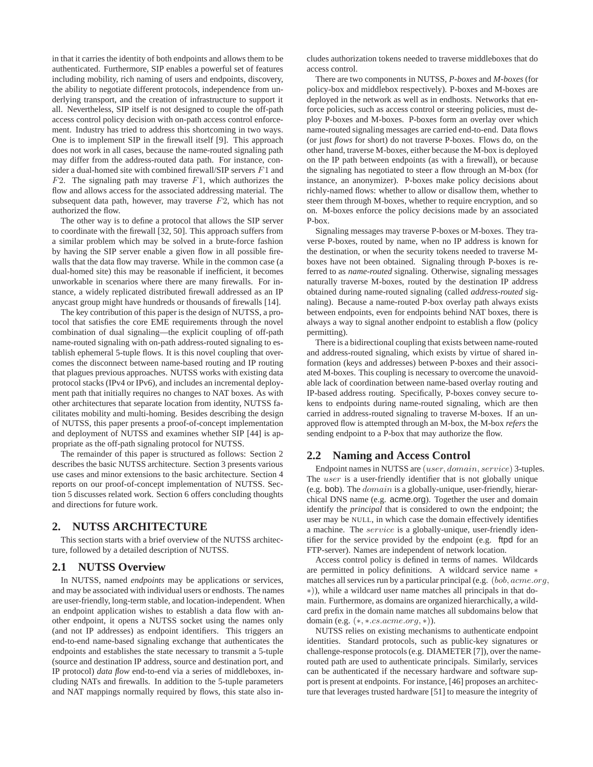in that it carries the identity of both endpoints and allows them to be authenticated. Furthermore, SIP enables a powerful set of features including mobility, rich naming of users and endpoints, discovery, the ability to negotiate different protocols, independence from underlying transport, and the creation of infrastructure to support it all. Nevertheless, SIP itself is not designed to couple the off-path access control policy decision with on-path access control enforcement. Industry has tried to address this shortcoming in two ways. One is to implement SIP in the firewall itself [9]. This approach does not work in all cases, because the name-routed signaling path may differ from the address-routed data path. For instance, consider a dual-homed site with combined firewall/SIP servers $F1$ and $F2$. The signaling path may traverse $F1$, which authorizes the flow and allows access for the associated addressing material. The subsequent data path, however, may traverse $F2$, which has not authorized the flow.

The other way is to define a protocol that allows the SIP server to coordinate with the firewall [32, 50]. This approach suffers from a similar problem which may be solved in a brute-force fashion by having the SIP server enable a given flow in all possible firewalls that the data flow may traverse. While in the common case (a dual-homed site) this may be reasonable if inefficient, it becomes unworkable in scenarios where there are many firewalls. For instance, a widely replicated distributed firewall addressed as an IP anycast group might have hundreds or thousands of firewalls [14].

The key contribution of this paper is the design of NUTSS, a protocol that satisfies the core EME requirements through the novel combination of dual signaling—the explicit coupling of off-path name-routed signaling with on-path address-routed signaling to establish ephemeral 5-tuple flows. It is this novel coupling that overcomes the disconnect between name-based routing and IP routing that plagues previous approaches. NUTSS works with existing data protocol stacks (IPv4 or IPv6), and includes an incremental deployment path that initially requires no changes to NAT boxes. As with other architectures that separate location from identity, NUTSS facilitates mobility and multi-homing. Besides describing the design of NUTSS, this paper presents a proof-of-concept implementation and deployment of NUTSS and examines whether SIP [44] is appropriate as the off-path signaling protocol for NUTSS.

The remainder of this paper is structured as follows: Section 2 describes the basic NUTSS architecture. Section 3 presents various use cases and minor extensions to the basic architecture. Section 4 reports on our proof-of-concept implementation of NUTSS. Section 5 discusses related work. Section 6 offers concluding thoughts and directions for future work.

## 2. NUTSS ARCHITECTURE

This section starts with a brief overview of the NUTSS architecture, followed by a detailed description of NUTSS.

### 2.1 NUTSS Overview

In NUTSS, named *endpoints* may be applications or services, and may be associated with individual users or endhosts. The names are user-friendly, long-term stable, and location-independent. When an endpoint application wishes to establish a data flow with another endpoint, it opens a NUTSS socket using the names only (and not IP addresses) as endpoint identifiers. This triggers an end-to-end name-based signaling exchange that authenticates the endpoints and establishes the state necessary to transmit a 5-tuple (source and destination IP address, source and destination port, and IP protocol) *data flow* end-to-end via a series of middleboxes, including NATs and firewalls. In addition to the 5-tuple parameters and NAT mappings normally required by flows, this state also includes authorization tokens needed to traverse middleboxes that do access control.

There are two components in NUTSS, *P-boxes* and *M-boxes* (for policy-box and middlebox respectively). P-boxes and M-boxes are deployed in the network as well as in endhosts. Networks that enforce policies, such as access control or steering policies, must deploy P-boxes and M-boxes. P-boxes form an overlay over which name-routed signaling messages are carried end-to-end. Data flows (or just *flows* for short) do not traverse P-boxes. Flows do, on the other hand, traverse M-boxes, either because the M-box is deployed on the IP path between endpoints (as with a firewall), or because the signaling has negotiated to steer a flow through an M-box (for instance, an anonymizer). P-boxes make policy decisions about richly-named flows: whether to allow or disallow them, whether to steer them through M-boxes, whether to require encryption, and so on. M-boxes enforce the policy decisions made by an associated P-box.

Signaling messages may traverse P-boxes or M-boxes. They traverse P-boxes, routed by name, when no IP address is known for the destination, or when the security tokens needed to traverse M-boxes have not been obtained. Signaling through P-boxes is referred to as *name-routed* signaling. Otherwise, signaling messages naturally traverse M-boxes, routed by the destination IP address obtained during name-routed signaling (called *address-routed* signaling). Because a name-routed P-box overlay path always exists between endpoints, even for endpoints behind NAT boxes, there is always a way to signal another endpoint to establish a flow (policy permitting).

There is a bidirectional coupling that exists between name-routed and address-routed signaling, which exists by virtue of shared information (keys and addresses) between P-boxes and their associated M-boxes. This coupling is necessary to overcome the unavoidable lack of coordination between name-based overlay routing and IP-based address routing. Specifically, P-boxes convey secure tokens to endpoints during name-routed signaling, which are then carried in address-routed signaling to traverse M-boxes. If an unapproved flow is attempted through an M-box, the M-box *refers* the sending endpoint to a P-box that may authorize the flow.

### 2.2 Naming and Access Control

Endpoint names in NUTSS are $(user, domain, service)$ 3-tuples. The $user$ is a user-friendly identifier that is not globally unique (e.g. bob). The $domain$ is a globally-unique, user-friendly, hierarchical DNS name (e.g. acme.org). Together the user and domain identify the *principal* that is considered to own the endpoint; the user may be NULL, in which case the domain effectively identifies a machine. The $service$ is a globally-unique, user-friendly identifier for the service provided by the endpoint (e.g. ftpd for an FTP-server). Names are independent of network location.

Access control policy is defined in terms of names. Wildcards are permitted in policy definitions. A wildcard service name $*$ matches all services run by a particular principal (e.g. $(bob, acme.org, *)$), while a wildcard user name matches all principals in that domain. Furthermore, as domains are organized hierarchically, a wildcard prefix in the domain name matches all subdomains below that domain (e.g. $(*, *.cs.acme.org, *)$).

NUTSS relies on existing mechanisms to authenticate endpoint identities. Standard protocols, such as public-key signatures or challenge-response protocols (e.g. DIAMETER [7]), over the name-routed path are used to authenticate principals. Similarly, services can be authenticated if the necessary hardware and software support is present at endpoints. For instance, [46] proposes an architecture that leverages trusted hardware [51] to measure the integrity of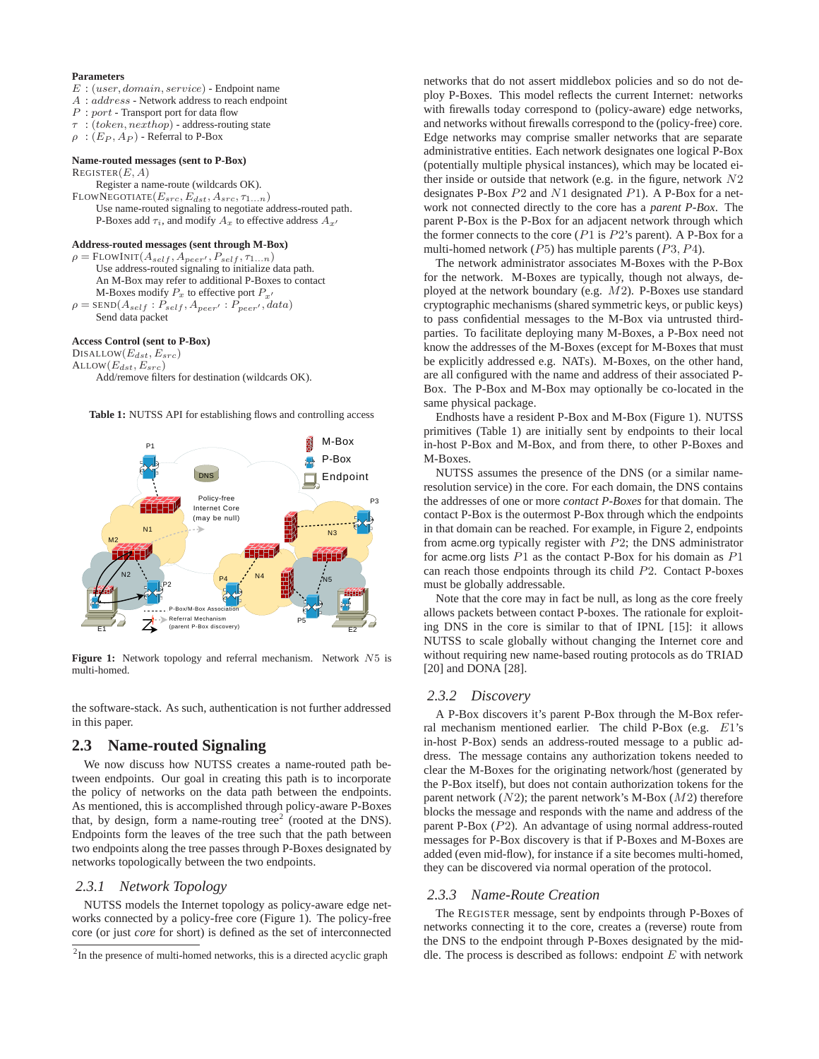**Parameters**

$E$ : $(user, domain, service)$ - Endpoint name
$A$ : $address$ - Network address to reach endpoint
$P$ : $port$ - Transport port for data flow
$\tau$ : $(token, nexthop)$ - address-routing state
$\rho$ : $(E_P, A_P)$ - Referral to P-Box

**Name-routed messages (sent to P-Box)**

REGISTER$(E, A)$
  Register a name-route (wildcards OK).
FLOWNEGOTIATE$(E_{src}, E_{dst}, A_{src}, \tau_{1...n})$
  Use name-routed signaling to negotiate address-routed path.
  P-Boxes add $\tau_i$, and modify $A_x$ to effective address $A_{x'}$

**Address-routed messages (sent through M-Box)**

$\rho =$ FLOWINIT$(A_{self}, A_{peer'}, P_{self}, \tau_{1...n})$
  Use address-routed signaling to initialize data path.
  An M-Box may refer to additional P-Boxes to contact
  M-Boxes modify $P_x$ to effective port $P_{x'}$
$\rho =$ SEND$(A_{self} : P_{self}, A_{peer'} : P_{peer'}, data)$
  Send data packet

**Access Control (sent to P-Box)**

DISALLOW$(E_{dst}, E_{src})$
ALLOW$(E_{dst}, E_{src})$
  Add/remove filters for destination (wildcards OK).

**Table 1:** NUTSS API for establishing flows and controlling access

**Figure 1:** Network topology and referral mechanism. Network $N5$ is multi-homed.

the software-stack. As such, authentication is not further addressed in this paper.

## 2.3 Name-routed Signaling

We now discuss how NUTSS creates a name-routed path between endpoints. Our goal in creating this path is to incorporate the policy of networks on the data path between the endpoints. As mentioned, this is accomplished through policy-aware P-Boxes that, by design, form a name-routing tree[2] (rooted at the DNS). Endpoints form the leaves of the tree such that the path between two endpoints along the tree passes through P-Boxes designated by networks topologically between the two endpoints.

### 2.3.1 Network Topology

NUTSS models the Internet topology as policy-aware edge networks connected by a policy-free core (Figure 1). The policy-free core (or just *core* for short) is defined as the set of interconnected networks that do not assert middlebox policies and so do not deploy P-Boxes. This model reflects the current Internet: networks with firewalls today correspond to (policy-aware) edge networks, and networks without firewalls correspond to the (policy-free) core. Edge networks may comprise smaller networks that are separate administrative entities. Each network designates one logical P-Box (potentially multiple physical instances), which may be located either inside or outside that network (e.g. in the figure, network $N2$ designates P-Box $P2$ and $N1$ designated $P1$). A P-Box for a network not connected directly to the core has a *parent P-Box*. The parent P-Box is the P-Box for an adjacent network through which the former connects to the core ($P1$ is $P2$'s parent). A P-Box for a multi-homed network ($P5$) has multiple parents ($P3$, $P4$).

The network administrator associates M-Boxes with the P-Box for the network. M-Boxes are typically, though not always, deployed at the network boundary (e.g. $M2$). P-Boxes use standard cryptographic mechanisms (shared symmetric keys, or public keys) to pass confidential messages to the M-Box via untrusted third-parties. To facilitate deploying many M-Boxes, a P-Box need not know the addresses of the M-Boxes (except for M-Boxes that must be explicitly addressed e.g. NATs). M-Boxes, on the other hand, are all configured with the name and address of their associated P-Box. The P-Box and M-Box may optionally be co-located in the same physical package.

Endhosts have a resident P-Box and M-Box (Figure 1). NUTSS primitives (Table 1) are initially sent by endpoints to their local in-host P-Box and M-Box, and from there, to other P-Boxes and M-Boxes.

NUTSS assumes the presence of the DNS (or a similar name-resolution service) in the core. For each domain, the DNS contains the addresses of one or more *contact P-Boxes* for that domain. The contact P-Box is the outermost P-Box through which the endpoints in that domain can be reached. For example, in Figure 2, endpoints from acme.org typically register with $P2$; the DNS administrator for acme.org lists $P1$ as the contact P-Box for his domain as $P1$ can reach those endpoints through its child $P2$. Contact P-boxes must be globally addressable.

Note that the core may in fact be null, as long as the core freely allows packets between contact P-boxes. The rationale for exploiting DNS in the core is similar to that of IPNL [15]: it allows NUTSS to scale globally without changing the Internet core and without requiring new name-based routing protocols as do TRIAD [20] and DONA [28].

### 2.3.2 Discovery

A P-Box discovers it's parent P-Box through the M-Box referral mechanism mentioned earlier. The child P-Box (e.g. $E1$'s in-host P-Box) sends an address-routed message to a public address. The message contains any authorization tokens needed to clear the M-Boxes for the originating network/host (generated by the P-Box itself), but does not contain authorization tokens for the parent network ($N2$); the parent network's M-Box ($M2$) therefore blocks the message and responds with the name and address of the parent P-Box ($P2$). An advantage of using normal address-routed messages for P-Box discovery is that if P-Boxes and M-Boxes are added (even mid-flow), for instance if a site becomes multi-homed, they can be discovered via normal operation of the protocol.

### 2.3.3 Name-Route Creation

The REGISTER message, sent by endpoints through P-Boxes of networks connecting it to the core, creates a (reverse) route from the DNS to the endpoint through P-Boxes designated by the middle. The process is described as follows: endpoint $E$ with network

[2] In the presence of multi-homed networks, this is a directed acyclic graph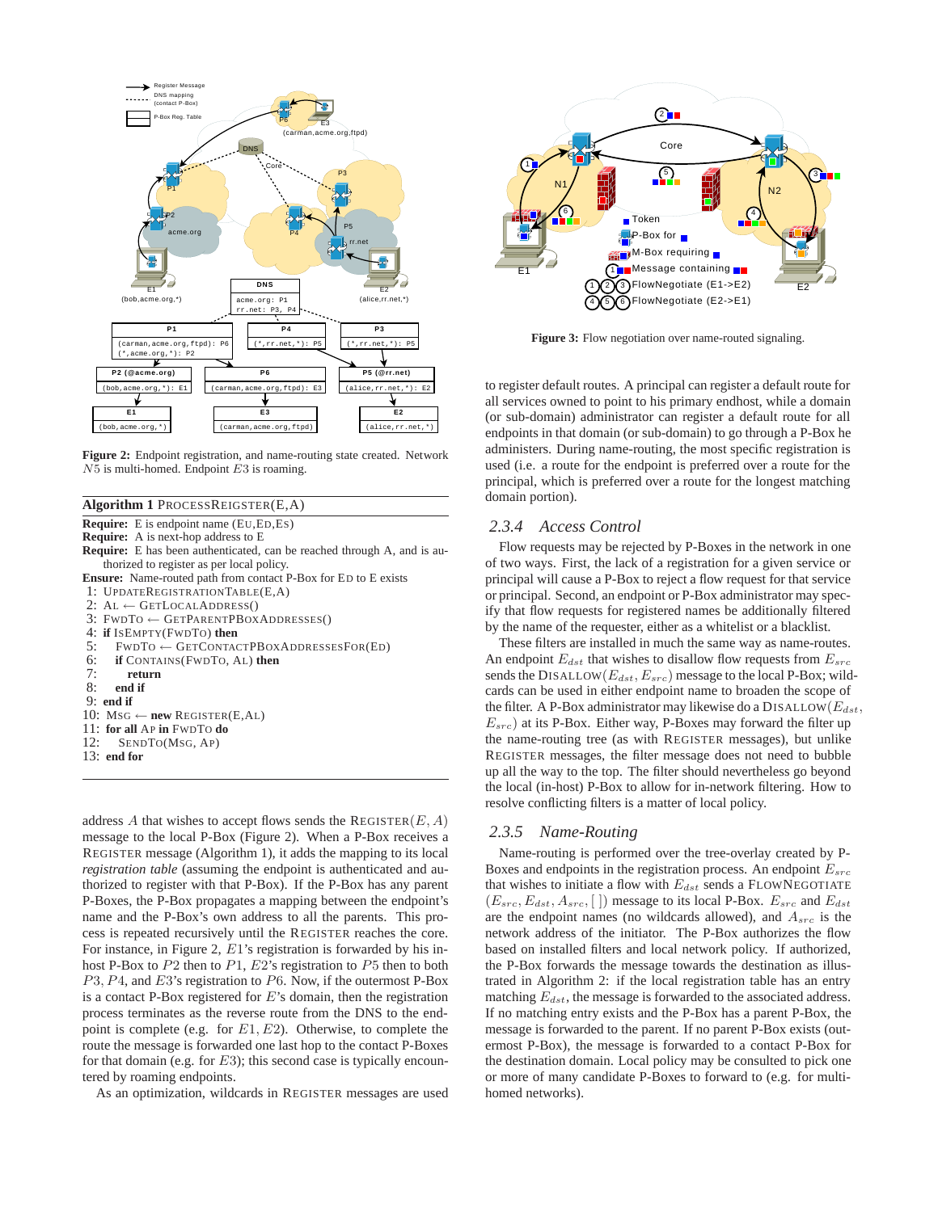Figure 2: Endpoint registration, and name-routing state created. Network $N5$ is multi-homed. Endpoint $E3$ is roaming.

**Algorithm 1** PROCESSREIGSTER(E,A)

**Require:** E is endpoint name (EU,ED,ES)
**Require:** A is next-hop address to E
**Require:** E has been authenticated, can be reached through A, and is authorized to register as per local policy.
**Ensure:** Name-routed path from contact P-Box for ED to E exists

```
1: UPDATEREGISTRATIONTABLE(E,A)
2: AL ← GETLOCALADDRESS()
3: FWDTO ← GETPARENTPBOXADDRESSES()
4: if ISEMPTY(FWDTO) then
5:     FWDTO ← GETCONTACTPBOXADDRESSESFOR(ED)
6:     if CONTAINS(FWDTO, AL) then
7:         return
8:     end if
9: end if
10: MSG ← new REGISTER(E,AL)
11: for all AP in FWDTO do
12:     SENDTO(MSG, AP)
13: end for
```

address $A$ that wishes to accept flows sends the REGISTER$(E, A)$ message to the local P-Box (Figure 2). When a P-Box receives a REGISTER message (Algorithm 1), it adds the mapping to its local *registration table* (assuming the endpoint is authenticated and authorized to register with that P-Box). If the P-Box has any parent P-Boxes, the P-Box propagates a mapping between the endpoint's name and the P-Box's own address to all the parents. This process is repeated recursively until the REGISTER reaches the core. For instance, in Figure 2, $E1$'s registration is forwarded by his in-host P-Box to $P2$ then to $P1$, $E2$'s registration to $P5$ then to both $P3, P4$, and $E3$'s registration to $P6$. Now, if the outermost P-Box is a contact P-Box registered for $E$'s domain, then the registration process terminates as the reverse route from the DNS to the endpoint is complete (e.g. for $E1, E2$). Otherwise, to complete the route the message is forwarded one last hop to the contact P-Boxes for that domain (e.g. for $E3$); this second case is typically encountered by roaming endpoints.

As an optimization, wildcards in REGISTER messages are used to register default routes. A principal can register a default route for all services owned to point to his primary endhost, while a domain (or sub-domain) administrator can register a default route for all endpoints in that domain (or sub-domain) to go through a P-Box he administers. During name-routing, the most specific registration is used (i.e. a route for the endpoint is preferred over a route for the principal, which is preferred over a route for the longest matching domain portion).

Figure 3: Flow negotiation over name-routed signaling.

### 2.3.4 Access Control

Flow requests may be rejected by P-Boxes in the network in one of two ways. First, the lack of a registration for a given service or principal will cause a P-Box to reject a flow request for that service or principal. Second, an endpoint or P-Box administrator may specify that flow requests for registered names be additionally filtered by the name of the requester, either as a whitelist or a blacklist.

These filters are installed in much the same way as name-routes. An endpoint $E_{dst}$ that wishes to disallow flow requests from $E_{src}$ sends the DISALLOW$(E_{dst}, E_{src})$ message to the local P-Box; wildcards can be used in either endpoint name to broaden the scope of the filter. A P-Box administrator may likewise do a DISALLOW$(E_{dst}, E_{src})$ at its P-Box. Either way, P-Boxes may forward the filter up the name-routing tree (as with REGISTER messages), but unlike REGISTER messages, the filter message does not need to bubble up all the way to the top. The filter should nevertheless go beyond the local (in-host) P-Box to allow for in-network filtering. How to resolve conflicting filters is a matter of local policy.

### 2.3.5 Name-Routing

Name-routing is performed over the tree-overlay created by P-Boxes and endpoints in the registration process. An endpoint $E_{src}$ that wishes to initiate a flow with $E_{dst}$ sends a FLOWNEGOTIATE $(E_{src}, E_{dst}, A_{src}, [\,])$ message to its local P-Box. $E_{src}$ and $E_{dst}$ are the endpoint names (no wildcards allowed), and $A_{src}$ is the network address of the initiator. The P-Box authorizes the flow based on installed filters and local network policy. If authorized, the P-Box forwards the message towards the destination as illustrated in Algorithm 2: if the local registration table has an entry matching $E_{dst}$, the message is forwarded to the associated address. If no matching entry exists and the P-Box has a parent P-Box, the message is forwarded to the parent. If no parent P-Box exists (outermost P-Box), the message is forwarded to a contact P-Box for the destination domain. Local policy may be consulted to pick one or more of many candidate P-Boxes to forward to (e.g. for multi-homed networks).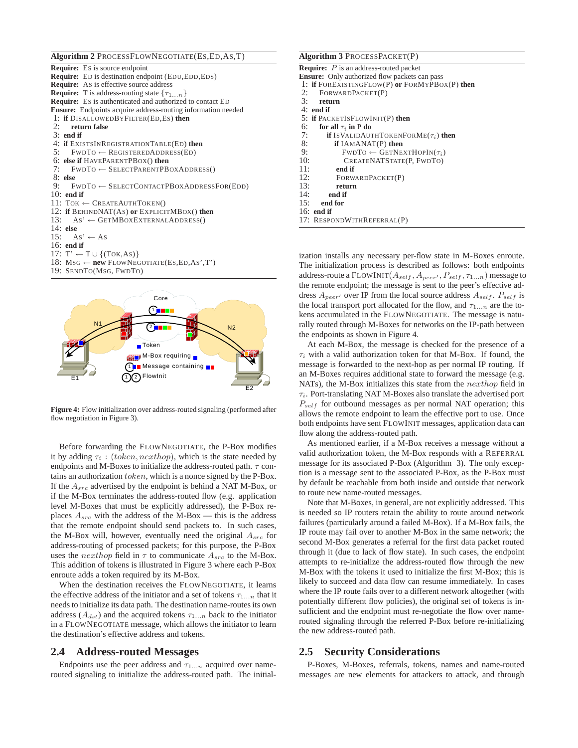**Algorithm 2** ProcessFlowNegotiate(Es,Ed,As,T)

```
Require: Es is source endpoint
Require: Ed is destination endpoint (Edu,Edd,Eds)
Require: As is effective source address
Require: T is address-routing state {τ_1...n}
Require: Es is authenticated and authorized to contact Ed
Ensure: Endpoints acquire address-routing information needed
 1: if DisallowedByFilter(Ed,Es) then
 2:    return false
 3: end if
 4: if ExistsInRegistrationTable(Ed) then
 5:    FwdTo ← RegisteredAddress(Ed)
 6: else if HaveParentPBox() then
 7:    FwdTo ← SelectParentPBoxAddress()
 8: else
 9:    FwdTo ← SelectContactPBoxAddressFor(Edd)
10: end if
11: Tok ← CreateAuthToken()
12: if BehindNAT(As) or ExplicitMBox() then
13:    As' ← GetMBoxExternalAddress()
14: else
15:    As' ← As
16: end if
17: T' ← T ∪ {(Tok,As)}
18: Msg ← new FlowNegotiate(Es,Ed,As',T')
19: SendTo(Msg, FwdTo)
```

**Figure 4:** Flow initialization over address-routed signaling (performed after flow negotiation in Figure 3).

Before forwarding the FlowNegotiate, the P-Box modifies it by adding $\tau_i : (token, nexthop)$, which is the state needed by endpoints and M-Boxes to initialize the address-routed path. $\tau$ contains an authorization $token$, which is a nonce signed by the P-Box. If the $A_{src}$ advertised by the endpoint is behind a NAT M-Box, or if the M-Box terminates the address-routed flow (e.g. application level M-Boxes that must be explicitly addressed), the P-Box replaces $A_{src}$ with the address of the M-Box — this is the address that the remote endpoint should send packets to. In such cases, the M-Box will, however, eventually need the original $A_{src}$ for address-routing of processed packets; for this purpose, the P-Box uses the $nexthop$ field in $\tau$ to communicate $A_{src}$ to the M-Box. This addition of tokens is illustrated in Figure 3 where each P-Box enroute adds a token required by its M-Box.

When the destination receives the FlowNegotiate, it learns the effective address of the initiator and a set of tokens $\tau_{1...n}$ that it needs to initialize its data path. The destination name-routes its own address ($A_{dst}$) and the acquired tokens $\tau_{1...n}$ back to the initiator in a FlowNegotiate message, which allows the initiator to learn the destination's effective address and tokens.

## 2.4 Address-routed Messages

Endpoints use the peer address and $\tau_{1...n}$ acquired over name-routed signaling to initialize the address-routed path. The initialization installs any necessary per-flow state in M-Boxes enroute. The initialization process is described as follows: both endpoints address-route a FlowInit($A_{self}, A_{peer'}, P_{self}, \tau_{1...n}$) message to the remote endpoint; the message is sent to the peer's effective address $A_{peer'}$ over IP from the local source address $A_{self}$. $P_{self}$ is the local transport port allocated for the flow, and $\tau_{1...n}$ are the tokens accumulated in the FlowNegotiate. The message is naturally routed through M-Boxes for networks on the IP-path between the endpoints as shown in Figure 4.

At each M-Box, the message is checked for the presence of a $\tau_i$ with a valid authorization token for that M-Box. If found, the message is forwarded to the next-hop as per normal IP routing. If an M-Boxes requires additional state to forward the message (e.g. NATs), the M-Box initializes this state from the $nexthop$ field in $\tau_i$. Port-translating NAT M-Boxes also translate the advertised port $P_{self}$ for outbound messages as per normal NAT operation; this allows the remote endpoint to learn the effective port to use. Once both endpoints have sent FlowInit messages, application data can flow along the address-routed path.

As mentioned earlier, if a M-Box receives a message without a valid authorization token, the M-Box responds with a Referral message for its associated P-Box (Algorithm 3). The only exception is a message sent to the associated P-Box, as the P-Box must by default be reachable from both inside and outside that network to route new name-routed messages.

Note that M-Boxes, in general, are not explicitly addressed. This is needed so IP routers retain the ability to route around network failures (particularly around a failed M-Box). If a M-Box fails, the IP route may fail over to another M-Box in the same network; the second M-Box generates a referral for the first data packet routed through it (due to lack of flow state). In such cases, the endpoint attempts to re-initialize the address-routed flow through the new M-Box with the tokens it used to initialize the first M-Box; this is likely to succeed and data flow can resume immediately. In cases where the IP route fails over to a different network altogether (with potentially different flow policies), the original set of tokens is insufficient and the endpoint must re-negotiate the flow over name-routed signaling through the referred P-Box before re-initializing the new address-routed path.

**Algorithm 3** ProcessPacket(P)

```
Require: P is an address-routed packet
Ensure: Only authorized flow packets can pass
 1: if ForExistingFlow(P) or ForMyPBox(P) then
 2:    ForwardPacket(P)
 3:    return
 4: end if
 5: if PacketIsFlowInit(P) then
 6:    for all τ_i in P do
 7:       if IsValidAuthTokenForMe(τ_i) then
 8:          if IAmANAT(P) then
 9:             FwdTo ← GetNextHopIn(τ_i)
10:             CreateNATState(P, FwdTo)
11:          end if
12:          ForwardPacket(P)
13:          return
14:       end if
15:    end for
16: end if
17: RespondWithReferral(P)
```

## 2.5 Security Considerations

P-Boxes, M-Boxes, referrals, tokens, names and name-routed messages are new elements for attackers to attack, and through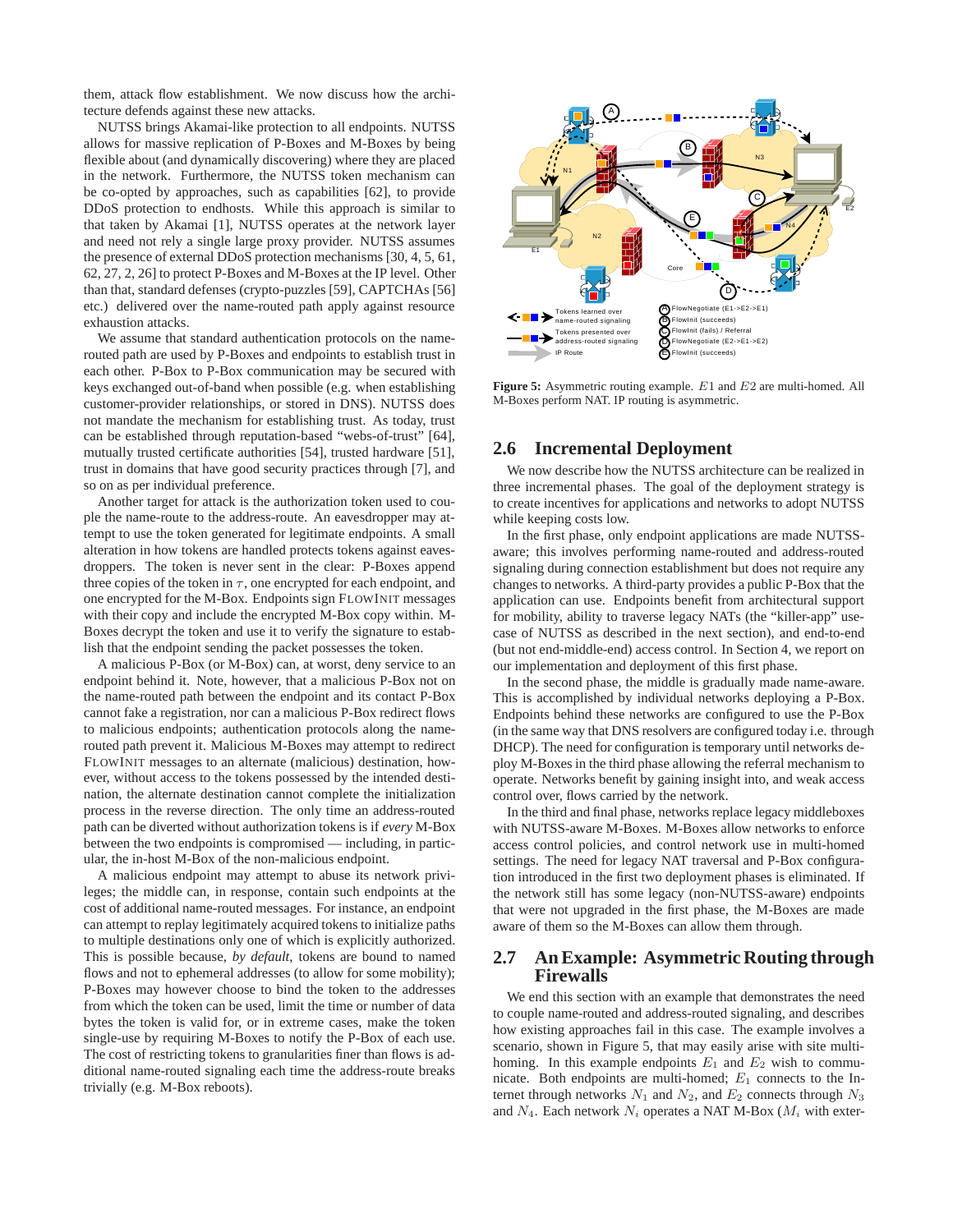them, attack flow establishment. We now discuss how the architecture defends against these new attacks.

NUTSS brings Akamai-like protection to all endpoints. NUTSS allows for massive replication of P-Boxes and M-Boxes by being flexible about (and dynamically discovering) where they are placed in the network. Furthermore, the NUTSS token mechanism can be co-opted by approaches, such as capabilities [62], to provide DDoS protection to endhosts. While this approach is similar to that taken by Akamai [1], NUTSS operates at the network layer and need not rely a single large proxy provider. NUTSS assumes the presence of external DDoS protection mechanisms [30, 4, 5, 61, 62, 27, 2, 26] to protect P-Boxes and M-Boxes at the IP level. Other than that, standard defenses (crypto-puzzles [59], CAPTCHAs [56] etc.) delivered over the name-routed path apply against resource exhaustion attacks.

We assume that standard authentication protocols on the name-routed path are used by P-Boxes and endpoints to establish trust in each other. P-Box to P-Box communication may be secured with keys exchanged out-of-band when possible (e.g. when establishing customer-provider relationships, or stored in DNS). NUTSS does not mandate the mechanism for establishing trust. As today, trust can be established through reputation-based "webs-of-trust" [64], mutually trusted certificate authorities [54], trusted hardware [51], trust in domains that have good security practices through [7], and so on as per individual preference.

Another target for attack is the authorization token used to couple the name-route to the address-route. An eavesdropper may attempt to use the token generated for legitimate endpoints. A small alteration in how tokens are handled protects tokens against eavesdroppers. The token is never sent in the clear: P-Boxes append three copies of the token in $\tau$, one encrypted for each endpoint, and one encrypted for the M-Box. Endpoints sign FLOWINIT messages with their copy and include the encrypted M-Box copy within. M-Boxes decrypt the token and use it to verify the signature to establish that the endpoint sending the packet possesses the token.

A malicious P-Box (or M-Box) can, at worst, deny service to an endpoint behind it. Note, however, that a malicious P-Box not on the name-routed path between the endpoint and its contact P-Box cannot fake a registration, nor can a malicious P-Box redirect flows to malicious endpoints; authentication protocols along the name-routed path prevent it. Malicious M-Boxes may attempt to redirect FLOWINIT messages to an alternate (malicious) destination, however, without access to the tokens possessed by the intended destination, the alternate destination cannot complete the initialization process in the reverse direction. The only time an address-routed path can be diverted without authorization tokens is if *every* M-Box between the two endpoints is compromised — including, in particular, the in-host M-Box of the non-malicious endpoint.

A malicious endpoint may attempt to abuse its network privileges; the middle can, in response, contain such endpoints at the cost of additional name-routed messages. For instance, an endpoint can attempt to replay legitimately acquired tokens to initialize paths to multiple destinations only one of which is explicitly authorized. This is possible because, *by default*, tokens are bound to named flows and not to ephemeral addresses (to allow for some mobility); P-Boxes may however choose to bind the token to the addresses from which the token can be used, limit the time or number of data bytes the token is valid for, or in extreme cases, make the token single-use by requiring M-Boxes to notify the P-Box of each use. The cost of restricting tokens to granularities finer than flows is additional name-routed signaling each time the address-route breaks trivially (e.g. M-Box reboots).

A
B
C
D
E
N1
N2
N3
N4
Core
E1
E2
Tokens learned over name-routed signaling
Tokens presented over address-routed signaling
IP Route
A FlowNegotiate (E1->E2->E1)
B FlowInit (succeeds)
C FlowInit (fails) / Referral
D FlowNegotiate (E2->E1->E2)
E FlowInit (succeeds)

**Figure 5:** Asymmetric routing example. $E1$ and $E2$ are multi-homed. All M-Boxes perform NAT. IP routing is asymmetric.

## 2.6 Incremental Deployment

We now describe how the NUTSS architecture can be realized in three incremental phases. The goal of the deployment strategy is to create incentives for applications and networks to adopt NUTSS while keeping costs low.

In the first phase, only endpoint applications are made NUTSS-aware; this involves performing name-routed and address-routed signaling during connection establishment but does not require any changes to networks. A third-party provides a public P-Box that the application can use. Endpoints benefit from architectural support for mobility, ability to traverse legacy NATs (the "killer-app" use-case of NUTSS as described in the next section), and end-to-end (but not end-middle-end) access control. In Section 4, we report on our implementation and deployment of this first phase.

In the second phase, the middle is gradually made name-aware. This is accomplished by individual networks deploying a P-Box. Endpoints behind these networks are configured to use the P-Box (in the same way that DNS resolvers are configured today i.e. through DHCP). The need for configuration is temporary until networks deploy M-Boxes in the third phase allowing the referral mechanism to operate. Networks benefit by gaining insight into, and weak access control over, flows carried by the network.

In the third and final phase, networks replace legacy middleboxes with NUTSS-aware M-Boxes. M-Boxes allow networks to enforce access control policies, and control network use in multi-homed settings. The need for legacy NAT traversal and P-Box configuration introduced in the first two deployment phases is eliminated. If the network still has some legacy (non-NUTSS-aware) endpoints that were not upgraded in the first phase, the M-Boxes are made aware of them so the M-Boxes can allow them through.

## 2.7 An Example: Asymmetric Routing through Firewalls

We end this section with an example that demonstrates the need to couple name-routed and address-routed signaling, and describes how existing approaches fail in this case. The example involves a scenario, shown in Figure 5, that may easily arise with site multi-homing. In this example endpoints $E_1$ and $E_2$ wish to communicate. Both endpoints are multi-homed; $E_1$ connects to the Internet through networks $N_1$ and $N_2$, and $E_2$ connects through $N_3$ and $N_4$. Each network $N_i$ operates a NAT M-Box ($M_i$ with exter-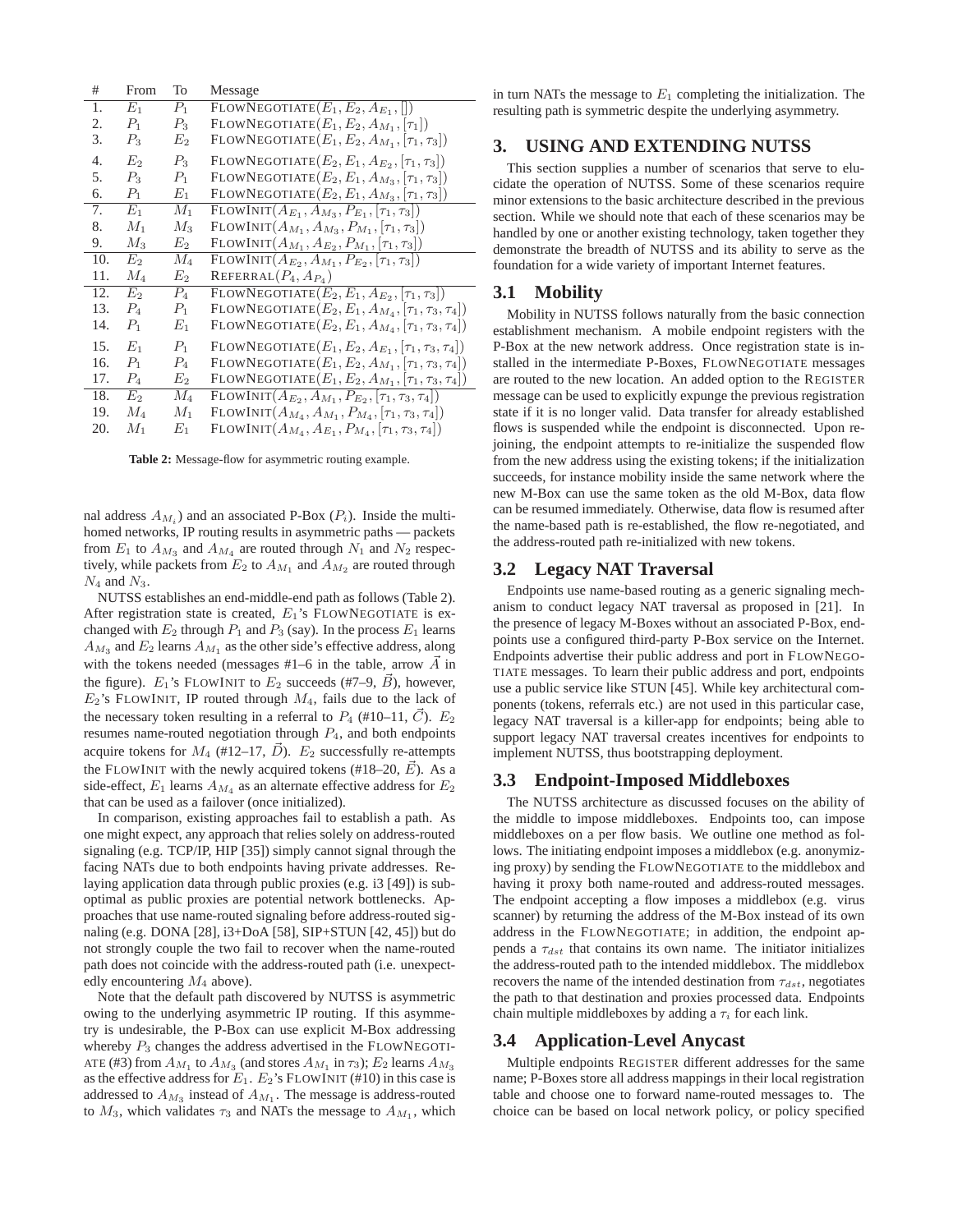| # | From | To | Message |
|---|---|---|---|
| 1. | $E_1$ | $P_1$ | FlowNegotiate$(E_1, E_2, A_{E_1}, [])$ |
| 2. | $P_1$ | $P_3$ | FlowNegotiate$(E_1, E_2, A_{M_1}, [\tau_1])$ |
| 3. | $P_3$ | $E_2$ | FlowNegotiate$(E_1, E_2, A_{M_1}, [\tau_1, \tau_3])$ |
| 4. | $E_2$ | $P_3$ | FlowNegotiate$(E_2, E_1, A_{E_2}, [\tau_1, \tau_3])$ |
| 5. | $P_3$ | $P_1$ | FlowNegotiate$(E_2, E_1, A_{M_3}, [\tau_1, \tau_3])$ |
| 6. | $P_1$ | $E_1$ | FlowNegotiate$(E_2, E_1, A_{M_3}, [\tau_1, \tau_3])$ |
| 7. | $E_1$ | $M_1$ | FlowInit$(A_{E_1}, A_{M_3}, P_{E_1}, [\tau_1, \tau_3])$ |
| 8. | $M_1$ | $M_3$ | FlowInit$(A_{M_1}, A_{M_3}, P_{M_1}, [\tau_1, \tau_3])$ |
| 9. | $M_3$ | $E_2$ | FlowInit$(A_{M_1}, A_{E_2}, P_{M_1}, [\tau_1, \tau_3])$ |
| 10. | $E_2$ | $M_4$ | FlowInit$(A_{E_2}, A_{M_1}, P_{E_2}, [\tau_1, \tau_3])$ |
| 11. | $M_4$ | $E_2$ | Referral$(P_4, A_{P_4})$ |
| 12. | $E_2$ | $P_4$ | FlowNegotiate$(E_2, E_1, A_{E_2}, [\tau_1, \tau_3])$ |
| 13. | $P_4$ | $P_1$ | FlowNegotiate$(E_2, E_1, A_{M_4}, [\tau_1, \tau_3, \tau_4])$ |
| 14. | $P_1$ | $E_1$ | FlowNegotiate$(E_2, E_1, A_{M_4}, [\tau_1, \tau_3, \tau_4])$ |
| 15. | $E_1$ | $P_1$ | FlowNegotiate$(E_1, E_2, A_{E_1}, [\tau_1, \tau_3, \tau_4])$ |
| 16. | $P_1$ | $P_4$ | FlowNegotiate$(E_1, E_2, A_{M_1}, [\tau_1, \tau_3, \tau_4])$ |
| 17. | $P_4$ | $E_2$ | FlowNegotiate$(E_1, E_2, A_{M_1}, [\tau_1, \tau_3, \tau_4])$ |
| 18. | $E_2$ | $M_4$ | FlowInit$(A_{E_2}, A_{M_1}, P_{E_2}, [\tau_1, \tau_3, \tau_4])$ |
| 19. | $M_4$ | $M_1$ | FlowInit$(A_{M_4}, A_{M_1}, P_{M_4}, [\tau_1, \tau_3, \tau_4])$ |
| 20. | $M_1$ | $E_1$ | FlowInit$(A_{M_4}, A_{E_1}, P_{M_4}, [\tau_1, \tau_3, \tau_4])$ |

**Table 2:** Message-flow for asymmetric routing example.

nal address $A_{M_i}$) and an associated P-Box ($P_i$). Inside the multi-homed networks, IP routing results in asymmetric paths — packets from $E_1$ to $A_{M_3}$ and $A_{M_4}$ are routed through $N_1$ and $N_2$ respectively, while packets from $E_2$ to $A_{M_1}$ and $A_{M_2}$ are routed through $N_4$ and $N_3$.

NUTSS establishes an end-middle-end path as follows (Table 2). After registration state is created, $E_1$'s FlowNegotiate is exchanged with $E_2$ through $P_1$ and $P_3$ (say). In the process $E_1$ learns $A_{M_3}$ and $E_2$ learns $A_{M_1}$ as the other side's effective address, along with the tokens needed (messages #1–6 in the table, arrow $\vec{A}$ in the figure). $E_1$'s FlowInit to $E_2$ succeeds (#7–9, $\vec{B}$), however, $E_2$'s FlowInit, IP routed through $M_4$, fails due to the lack of the necessary token resulting in a referral to $P_4$ (#10–11, $\vec{C}$). $E_2$ resumes name-routed negotiation through $P_4$, and both endpoints acquire tokens for $M_4$ (#12–17, $\vec{D}$). $E_2$ successfully re-attempts the FlowInit with the newly acquired tokens (#18–20, $\vec{E}$). As a side-effect, $E_1$ learns $A_{M_4}$ as an alternate effective address for $E_2$ that can be used as a failover (once initialized).

In comparison, existing approaches fail to establish a path. As one might expect, any approach that relies solely on address-routed signaling (e.g. TCP/IP, HIP [35]) simply cannot signal through the facing NATs due to both endpoints having private addresses. Relaying application data through public proxies (e.g. i3 [49]) is suboptimal as public proxies are potential network bottlenecks. Approaches that use name-routed signaling before address-routed signaling (e.g. DONA [28], i3+DoA [58], SIP+STUN [42, 45]) but do not strongly couple the two fail to recover when the name-routed path does not coincide with the address-routed path (i.e. unexpectedly encountering $M_4$ above).

Note that the default path discovered by NUTSS is asymmetric owing to the underlying asymmetric IP routing. If this asymmetry is undesirable, the P-Box can use explicit M-Box addressing whereby $P_3$ changes the address advertised in the FlowNegotiate (#3) from $A_{M_1}$ to $A_{M_3}$ (and stores $A_{M_1}$ in $\tau_3$); $E_2$ learns $A_{M_3}$ as the effective address for $E_1$. $E_2$'s FlowInit (#10) in this case is addressed to $A_{M_3}$ instead of $A_{M_1}$. The message is address-routed to $M_3$, which validates $\tau_3$ and NATs the message to $A_{M_1}$, which in turn NATs the message to $E_1$ completing the initialization. The resulting path is symmetric despite the underlying asymmetry.

## 3. USING AND EXTENDING NUTSS

This section supplies a number of scenarios that serve to elucidate the operation of NUTSS. Some of these scenarios require minor extensions to the basic architecture described in the previous section. While we should note that each of these scenarios may be handled by one or another existing technology, taken together they demonstrate the breadth of NUTSS and its ability to serve as the foundation for a wide variety of important Internet features.

### 3.1 Mobility

Mobility in NUTSS follows naturally from the basic connection establishment mechanism. A mobile endpoint registers with the P-Box at the new network address. Once registration state is installed in the intermediate P-Boxes, FlowNegotiate messages are routed to the new location. An added option to the Register message can be used to explicitly expunge the previous registration state if it is no longer valid. Data transfer for already established flows is suspended while the endpoint is disconnected. Upon rejoining, the endpoint attempts to re-initialize the suspended flow from the new address using the existing tokens; if the initialization succeeds, for instance mobility inside the same network where the new M-Box can use the same token as the old M-Box, data flow can be resumed immediately. Otherwise, data flow is resumed after the name-based path is re-established, the flow re-negotiated, and the address-routed path re-initialized with new tokens.

### 3.2 Legacy NAT Traversal

Endpoints use name-based routing as a generic signaling mechanism to conduct legacy NAT traversal as proposed in [21]. In the presence of legacy M-Boxes without an associated P-Box, endpoints use a configured third-party P-Box service on the Internet. Endpoints advertise their public address and port in FlowNegotiate messages. To learn their public address and port, endpoints use a public service like STUN [45]. While key architectural components (tokens, referrals etc.) are not used in this particular case, legacy NAT traversal is a killer-app for endpoints; being able to support legacy NAT traversal creates incentives for endpoints to implement NUTSS, thus bootstrapping deployment.

### 3.3 Endpoint-Imposed Middleboxes

The NUTSS architecture as discussed focuses on the ability of the middle to impose middleboxes. Endpoints too, can impose middleboxes on a per flow basis. We outline one method as follows. The initiating endpoint imposes a middlebox (e.g. anonymizing proxy) by sending the FlowNegotiate to the middlebox and having it proxy both name-routed and address-routed messages. The endpoint accepting a flow imposes a middlebox (e.g. virus scanner) by returning the address of the M-Box instead of its own address in the FlowNegotiate; in addition, the endpoint appends a $\tau_{dst}$ that contains its own name. The initiator initializes the address-routed path to the intended middlebox. The middlebox recovers the name of the intended destination from $\tau_{dst}$, negotiates the path to that destination and proxies processed data. Endpoints chain multiple middleboxes by adding a $\tau_i$ for each link.

### 3.4 Application-Level Anycast

Multiple endpoints Register different addresses for the same name; P-Boxes store all address mappings in their local registration table and choose one to forward name-routed messages to. The choice can be based on local network policy, or policy specified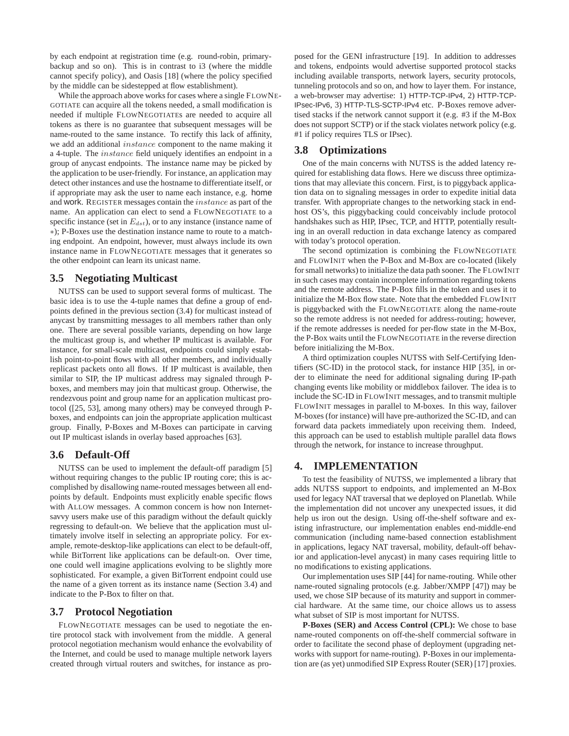by each endpoint at registration time (e.g. round-robin, primary-backup and so on). This is in contrast to i3 (where the middle cannot specify policy), and Oasis [18] (where the policy specified by the middle can be sidestepped at flow establishment).

While the approach above works for cases where a single FLOWNEGOTIATE can acquire all the tokens needed, a small modification is needed if multiple FLOWNEGOTIATEs are needed to acquire all tokens as there is no guarantee that subsequent messages will be name-routed to the same instance. To rectify this lack of affinity, we add an additional *instance* component to the name making it a 4-tuple. The *instance* field uniquely identifies an endpoint in a group of anycast endpoints. The instance name may be picked by the application to be user-friendly. For instance, an application may detect other instances and use the hostname to differentiate itself, or if appropriate may ask the user to name each instance, e.g. home and work. REGISTER messages contain the *instance* as part of the name. An application can elect to send a FLOWNEGOTIATE to a specific instance (set in $E_{dst}$), or to any instance (instance name of $*$); P-Boxes use the destination instance name to route to a matching endpoint. An endpoint, however, must always include its own instance name in FLOWNEGOTIATE messages that it generates so the other endpoint can learn its unicast name.

## 3.5 Negotiating Multicast

NUTSS can be used to support several forms of multicast. The basic idea is to use the 4-tuple names that define a group of endpoints defined in the previous section (3.4) for multicast instead of anycast by transmitting messages to all members rather than only one. There are several possible variants, depending on how large the multicast group is, and whether IP multicast is available. For instance, for small-scale multicast, endpoints could simply establish point-to-point flows with all other members, and individually replicast packets onto all flows. If IP multicast is available, then similar to SIP, the IP multicast address may signaled through P-boxes, and members may join that multicast group. Otherwise, the rendezvous point and group name for an application multicast protocol ([25, 53], among many others) may be conveyed through P-boxes, and endpoints can join the appropriate application multicast group. Finally, P-Boxes and M-Boxes can participate in carving out IP multicast islands in overlay based approaches [63].

## 3.6 Default-Off

NUTSS can be used to implement the default-off paradigm [5] without requiring changes to the public IP routing core; this is accomplished by disallowing name-routed messages between all endpoints by default. Endpoints must explicitly enable specific flows with ALLOW messages. A common concern is how non Internet-savvy users make use of this paradigm without the default quickly regressing to default-on. We believe that the application must ultimately involve itself in selecting an appropriate policy. For example, remote-desktop-like applications can elect to be default-off, while BitTorrent like applications can be default-on. Over time, one could well imagine applications evolving to be slightly more sophisticated. For example, a given BitTorrent endpoint could use the name of a given torrent as its instance name (Section 3.4) and indicate to the P-Box to filter on that.

## 3.7 Protocol Negotiation

FLOWNEGOTIATE messages can be used to negotiate the entire protocol stack with involvement from the middle. A general protocol negotiation mechanism would enhance the evolvability of the Internet, and could be used to manage multiple network layers created through virtual routers and switches, for instance as proposed for the GENI infrastructure [19]. In addition to addresses and tokens, endpoints would advertise supported protocol stacks including available transports, network layers, security protocols, tunneling protocols and so on, and how to layer them. For instance, a web-browser may advertise: 1) HTTP-TCP-IPv4, 2) HTTP-TCP-IPsec-IPv6, 3) HTTP-TLS-SCTP-IPv4 etc. P-Boxes remove advertised stacks if the network cannot support it (e.g. #3 if the M-Box does not support SCTP) or if the stack violates network policy (e.g. #1 if policy requires TLS or IPsec).

## 3.8 Optimizations

One of the main concerns with NUTSS is the added latency required for establishing data flows. Here we discuss three optimizations that may alleviate this concern. First, is to piggyback application data on to signaling messages in order to expedite initial data transfer. With appropriate changes to the networking stack in end-host OS's, this piggybacking could conceivably include protocol handshakes such as HIP, IPsec, TCP, and HTTP, potentially resulting in an overall reduction in data exchange latency as compared with today's protocol operation.

The second optimization is combining the FLOWNEGOTIATE and FLOWINIT when the P-Box and M-Box are co-located (likely for small networks) to initialize the data path sooner. The FLOWINIT in such cases may contain incomplete information regarding tokens and the remote address. The P-Box fills in the token and uses it to initialize the M-Box flow state. Note that the embedded FLOWINIT is piggybacked with the FLOWNEGOTIATE along the name-route so the remote address is not needed for address-routing; however, if the remote addresses is needed for per-flow state in the M-Box, the P-Box waits until the FLOWNEGOTIATE in the reverse direction before initializing the M-Box.

A third optimization couples NUTSS with Self-Certifying Identifiers (SC-ID) in the protocol stack, for instance HIP [35], in order to eliminate the need for additional signaling during IP-path changing events like mobility or middlebox failover. The idea is to include the SC-ID in FLOWINIT messages, and to transmit multiple FLOWINIT messages in parallel to M-boxes. In this way, failover M-boxes (for instance) will have pre-authorized the SC-ID, and can forward data packets immediately upon receiving them. Indeed, this approach can be used to establish multiple parallel data flows through the network, for instance to increase throughput.

# 4. IMPLEMENTATION

To test the feasibility of NUTSS, we implemented a library that adds NUTSS support to endpoints, and implemented an M-Box used for legacy NAT traversal that we deployed on Planetlab. While the implementation did not uncover any unexpected issues, it did help us iron out the design. Using off-the-shelf software and existing infrastructure, our implementation enables end-middle-end communication (including name-based connection establishment in applications, legacy NAT traversal, mobility, default-off behavior and application-level anycast) in many cases requiring little to no modifications to existing applications.

Our implementation uses SIP [44] for name-routing. While other name-routed signaling protocols (e.g. Jabber/XMPP [47]) may be used, we chose SIP because of its maturity and support in commercial hardware. At the same time, our choice allows us to assess what subset of SIP is most important for NUTSS.

**P-Boxes (SER) and Access Control (CPL):** We chose to base name-routed components on off-the-shelf commercial software in order to facilitate the second phase of deployment (upgrading networks with support for name-routing). P-Boxes in our implementation are (as yet) unmodified SIP Express Router (SER) [17] proxies.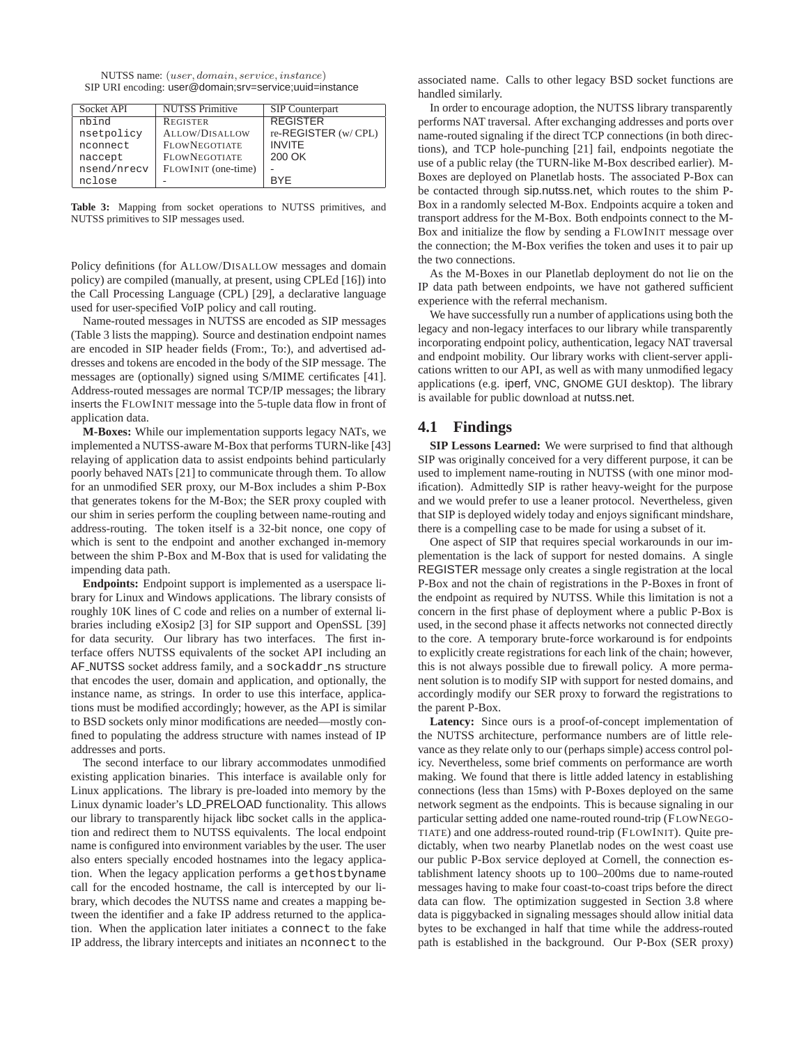NUTSS name: $(user, domain, service, instance)$
SIP URI encoding: user@domain;srv=service;uuid=instance

| Socket API | NUTSS Primitive | SIP Counterpart |
|---|---|---|
| nbind | REGISTER | REGISTER |
| nsetpolicy | ALLOW/DISALLOW | re-REGISTER (w/ CPL) |
| nconnect | FLOWNEGOTIATE | INVITE |
| naccept | FLOWNEGOTIATE | 200 OK |
| nsend/nrecv | FLOWINIT (one-time) | - |
| nclose | - | BYE |

**Table 3:** Mapping from socket operations to NUTSS primitives, and NUTSS primitives to SIP messages used.

Policy definitions (for ALLOW/DISALLOW messages and domain policy) are compiled (manually, at present, using CPLEd [16]) into the Call Processing Language (CPL) [29], a declarative language used for user-specified VoIP policy and call routing.

Name-routed messages in NUTSS are encoded as SIP messages (Table 3 lists the mapping). Source and destination endpoint names are encoded in SIP header fields (From:, To:), and advertised addresses and tokens are encoded in the body of the SIP message. The messages are (optionally) signed using S/MIME certificates [41]. Address-routed messages are normal TCP/IP messages; the library inserts the FLOWINIT message into the 5-tuple data flow in front of application data.

**M-Boxes:** While our implementation supports legacy NATs, we implemented a NUTSS-aware M-Box that performs TURN-like [43] relaying of application data to assist endpoints behind particularly poorly behaved NATs [21] to communicate through them. To allow for an unmodified SER proxy, our M-Box includes a shim P-Box that generates tokens for the M-Box; the SER proxy coupled with our shim in series perform the coupling between name-routing and address-routing. The token itself is a 32-bit nonce, one copy of which is sent to the endpoint and another exchanged in-memory between the shim P-Box and M-Box that is used for validating the impending data path.

**Endpoints:** Endpoint support is implemented as a userspace library for Linux and Windows applications. The library consists of roughly 10K lines of C code and relies on a number of external libraries including eXosip2 [3] for SIP support and OpenSSL [39] for data security. Our library has two interfaces. The first interface offers NUTSS equivalents of the socket API including an AF_NUTSS socket address family, and a sockaddr_ns structure that encodes the user, domain and application, and optionally, the instance name, as strings. In order to use this interface, applications must be modified accordingly; however, as the API is similar to BSD sockets only minor modifications are needed—mostly confined to populating the address structure with names instead of IP addresses and ports.

The second interface to our library accommodates unmodified existing application binaries. This interface is available only for Linux applications. The library is pre-loaded into memory by the Linux dynamic loader's LD_PRELOAD functionality. This allows our library to transparently hijack libc socket calls in the application and redirect them to NUTSS equivalents. The local endpoint name is configured into environment variables by the user. The user also enters specially encoded hostnames into the legacy application. When the legacy application performs a gethostbyname call for the encoded hostname, the call is intercepted by our library, which decodes the NUTSS name and creates a mapping between the identifier and a fake IP address returned to the application. When the application later initiates a connect to the fake IP address, the library intercepts and initiates an nconnect to the associated name. Calls to other legacy BSD socket functions are handled similarly.

In order to encourage adoption, the NUTSS library transparently performs NAT traversal. After exchanging addresses and ports over name-routed signaling if the direct TCP connections (in both directions), and TCP hole-punching [21] fail, endpoints negotiate the use of a public relay (the TURN-like M-Box described earlier). M-Boxes are deployed on Planetlab hosts. The associated P-Box can be contacted through sip.nutss.net, which routes to the shim P-Box in a randomly selected M-Box. Endpoints acquire a token and transport address for the M-Box. Both endpoints connect to the M-Box and initialize the flow by sending a FLOWINIT message over the connection; the M-Box verifies the token and uses it to pair up the two connections.

As the M-Boxes in our Planetlab deployment do not lie on the IP data path between endpoints, we have not gathered sufficient experience with the referral mechanism.

We have successfully run a number of applications using both the legacy and non-legacy interfaces to our library while transparently incorporating endpoint policy, authentication, legacy NAT traversal and endpoint mobility. Our library works with client-server applications written to our API, as well as with many unmodified legacy applications (e.g. iperf, VNC, GNOME GUI desktop). The library is available for public download at nutss.net.

## 4.1 Findings

**SIP Lessons Learned:** We were surprised to find that although SIP was originally conceived for a very different purpose, it can be used to implement name-routing in NUTSS (with one minor modification). Admittedly SIP is rather heavy-weight for the purpose and we would prefer to use a leaner protocol. Nevertheless, given that SIP is deployed widely today and enjoys significant mindshare, there is a compelling case to be made for using a subset of it.

One aspect of SIP that requires special workarounds in our implementation is the lack of support for nested domains. A single REGISTER message only creates a single registration at the local P-Box and not the chain of registrations in the P-Boxes in front of the endpoint as required by NUTSS. While this limitation is not a concern in the first phase of deployment where a public P-Box is used, in the second phase it affects networks not connected directly to the core. A temporary brute-force workaround is for endpoints to explicitly create registrations for each link of the chain; however, this is not always possible due to firewall policy. A more permanent solution is to modify SIP with support for nested domains, and accordingly modify our SER proxy to forward the registrations to the parent P-Box.

**Latency:** Since ours is a proof-of-concept implementation of the NUTSS architecture, performance numbers are of little relevance as they relate only to our (perhaps simple) access control policy. Nevertheless, some brief comments on performance are worth making. We found that there is little added latency in establishing connections (less than 15ms) with P-Boxes deployed on the same network segment as the endpoints. This is because signaling in our particular setting added one name-routed round-trip (FLOWNEGOTIATE) and one address-routed round-trip (FLOWINIT). Quite predictably, when two nearby Planetlab nodes on the west coast use our public P-Box service deployed at Cornell, the connection establishment latency shoots up to 100–200ms due to name-routed messages having to make four coast-to-coast trips before the direct data can flow. The optimization suggested in Section 3.8 where data is piggybacked in signaling messages should allow initial data bytes to be exchanged in half that time while the address-routed path is established in the background. Our P-Box (SER proxy)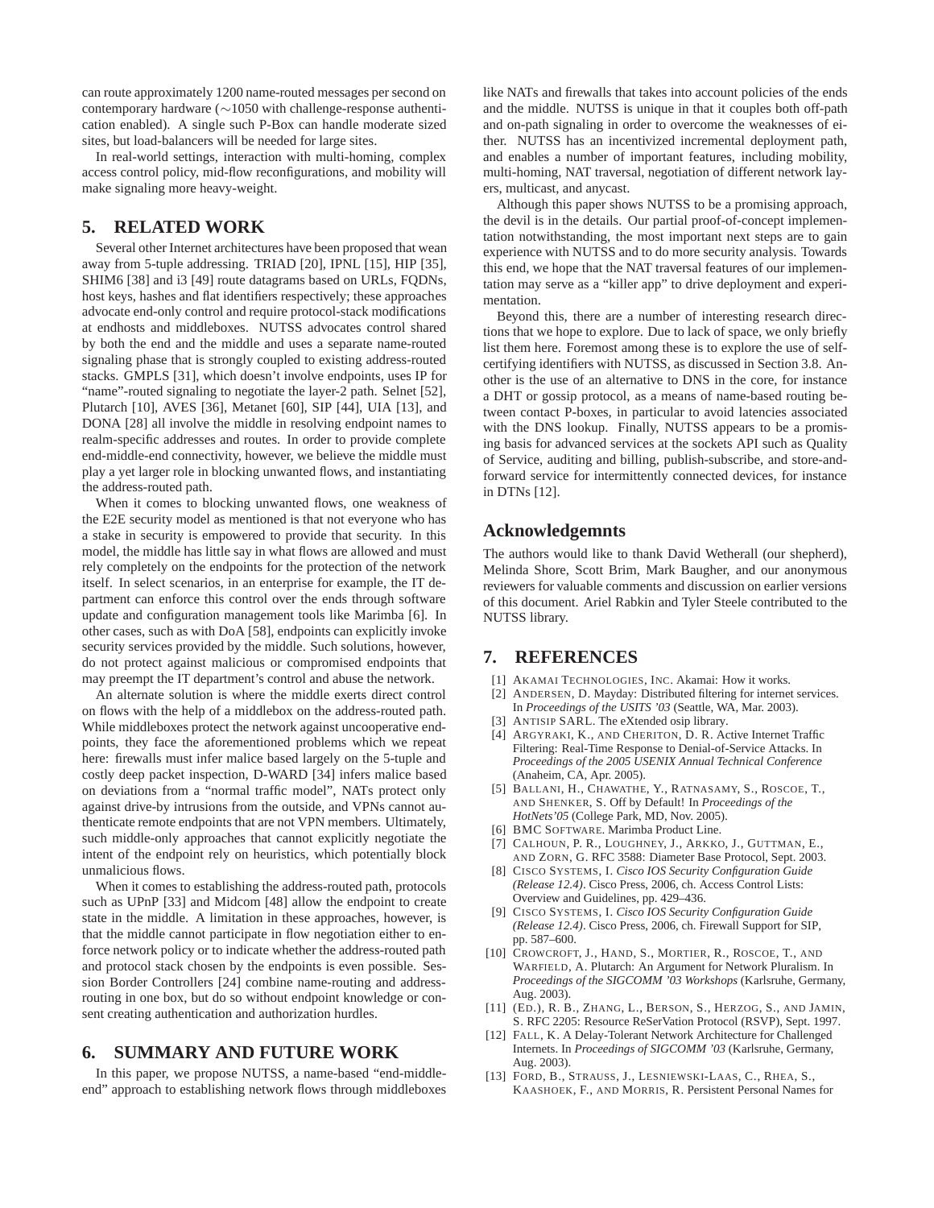can route approximately 1200 name-routed messages per second on contemporary hardware (∼1050 with challenge-response authentication enabled). A single such P-Box can handle moderate sized sites, but load-balancers will be needed for large sites.

In real-world settings, interaction with multi-homing, complex access control policy, mid-flow reconfigurations, and mobility will make signaling more heavy-weight.

## 5. RELATED WORK

Several other Internet architectures have been proposed that wean away from 5-tuple addressing. TRIAD [20], IPNL [15], HIP [35], SHIM6 [38] and i3 [49] route datagrams based on URLs, FQDNs, host keys, hashes and flat identifiers respectively; these approaches advocate end-only control and require protocol-stack modifications at endhosts and middleboxes. NUTSS advocates control shared by both the end and the middle and uses a separate name-routed signaling phase that is strongly coupled to existing address-routed stacks. GMPLS [31], which doesn't involve endpoints, uses IP for "name"-routed signaling to negotiate the layer-2 path. Selnet [52], Plutarch [10], AVES [36], Metanet [60], SIP [44], UIA [13], and DONA [28] all involve the middle in resolving endpoint names to realm-specific addresses and routes. In order to provide complete end-middle-end connectivity, however, we believe the middle must play a yet larger role in blocking unwanted flows, and instantiating the address-routed path.

When it comes to blocking unwanted flows, one weakness of the E2E security model as mentioned is that not everyone who has a stake in security is empowered to provide that security. In this model, the middle has little say in what flows are allowed and must rely completely on the endpoints for the protection of the network itself. In select scenarios, in an enterprise for example, the IT department can enforce this control over the ends through software update and configuration management tools like Marimba [6]. In other cases, such as with DoA [58], endpoints can explicitly invoke security services provided by the middle. Such solutions, however, do not protect against malicious or compromised endpoints that may preempt the IT department's control and abuse the network.

An alternate solution is where the middle exerts direct control on flows with the help of a middlebox on the address-routed path. While middleboxes protect the network against uncooperative endpoints, they face the aforementioned problems which we repeat here: firewalls must infer malice based largely on the 5-tuple and costly deep packet inspection, D-WARD [34] infers malice based on deviations from a "normal traffic model", NATs protect only against drive-by intrusions from the outside, and VPNs cannot authenticate remote endpoints that are not VPN members. Ultimately, such middle-only approaches that cannot explicitly negotiate the intent of the endpoint rely on heuristics, which potentially block unmalicious flows.

When it comes to establishing the address-routed path, protocols such as UPnP [33] and Midcom [48] allow the endpoint to create state in the middle. A limitation in these approaches, however, is that the middle cannot participate in flow negotiation either to enforce network policy or to indicate whether the address-routed path and protocol stack chosen by the endpoints is even possible. Session Border Controllers [24] combine name-routing and address-routing in one box, but do so without endpoint knowledge or consent creating authentication and authorization hurdles.

## 6. SUMMARY AND FUTURE WORK

In this paper, we propose NUTSS, a name-based "end-middle-end" approach to establishing network flows through middleboxes like NATs and firewalls that takes into account policies of the ends and the middle. NUTSS is unique in that it couples both off-path and on-path signaling in order to overcome the weaknesses of either. NUTSS has an incentivized incremental deployment path, and enables a number of important features, including mobility, multi-homing, NAT traversal, negotiation of different network layers, multicast, and anycast.

Although this paper shows NUTSS to be a promising approach, the devil is in the details. Our partial proof-of-concept implementation notwithstanding, the most important next steps are to gain experience with NUTSS and to do more security analysis. Towards this end, we hope that the NAT traversal features of our implementation may serve as a "killer app" to drive deployment and experimentation.

Beyond this, there are a number of interesting research directions that we hope to explore. Due to lack of space, we only briefly list them here. Foremost among these is to explore the use of self-certifying identifiers with NUTSS, as discussed in Section 3.8. Another is the use of an alternative to DNS in the core, for instance a DHT or gossip protocol, as a means of name-based routing between contact P-boxes, in particular to avoid latencies associated with the DNS lookup. Finally, NUTSS appears to be a promising basis for advanced services at the sockets API such as Quality of Service, auditing and billing, publish-subscribe, and store-and-forward service for intermittently connected devices, for instance in DTNs [12].

## Acknowledgemnts

The authors would like to thank David Wetherall (our shepherd), Melinda Shore, Scott Brim, Mark Baugher, and our anonymous reviewers for valuable comments and discussion on earlier versions of this document. Ariel Rabkin and Tyler Steele contributed to the NUTSS library.

## 7. REFERENCES

[1] Akamai Technologies, Inc. Akamai: How it works.

[2] Andersen, D. Mayday: Distributed filtering for internet services. In *Proceedings of the USITS '03* (Seattle, WA, Mar. 2003).

[3] Antisip SARL. The eXtended osip library.

[4] Argyraki, K., and Cheriton, D. R. Active Internet Traffic Filtering: Real-Time Response to Denial-of-Service Attacks. In *Proceedings of the 2005 USENIX Annual Technical Conference* (Anaheim, CA, Apr. 2005).

[5] Ballani, H., Chawathe, Y., Ratnasamy, S., Roscoe, T., and Shenker, S. Off by Default! In *Proceedings of the HotNets'05* (College Park, MD, Nov. 2005).

[6] BMC Software. Marimba Product Line.

[7] Calhoun, P. R., Loughney, J., Arkko, J., Guttman, E., and Zorn, G. RFC 3588: Diameter Base Protocol, Sept. 2003.

[8] Cisco Systems, I. *Cisco IOS Security Configuration Guide (Release 12.4)*. Cisco Press, 2006, ch. Access Control Lists: Overview and Guidelines, pp. 429–436.

[9] Cisco Systems, I. *Cisco IOS Security Configuration Guide (Release 12.4)*. Cisco Press, 2006, ch. Firewall Support for SIP, pp. 587–600.

[10] Crowcroft, J., Hand, S., Mortier, R., Roscoe, T., and Warfield, A. Plutarch: An Argument for Network Pluralism. In *Proceedings of the SIGCOMM '03 Workshops* (Karlsruhe, Germany, Aug. 2003).

[11] (Ed.), R. B., Zhang, L., Berson, S., Herzog, S., and Jamin, S. RFC 2205: Resource ReSerVation Protocol (RSVP), Sept. 1997.

[12] Fall, K. A Delay-Tolerant Network Architecture for Challenged Internets. In *Proceedings of SIGCOMM '03* (Karlsruhe, Germany, Aug. 2003).

[13] Ford, B., Strauss, J., Lesniewski-Laas, C., Rhea, S., Kaashoek, F., and Morris, R. Persistent Personal Names for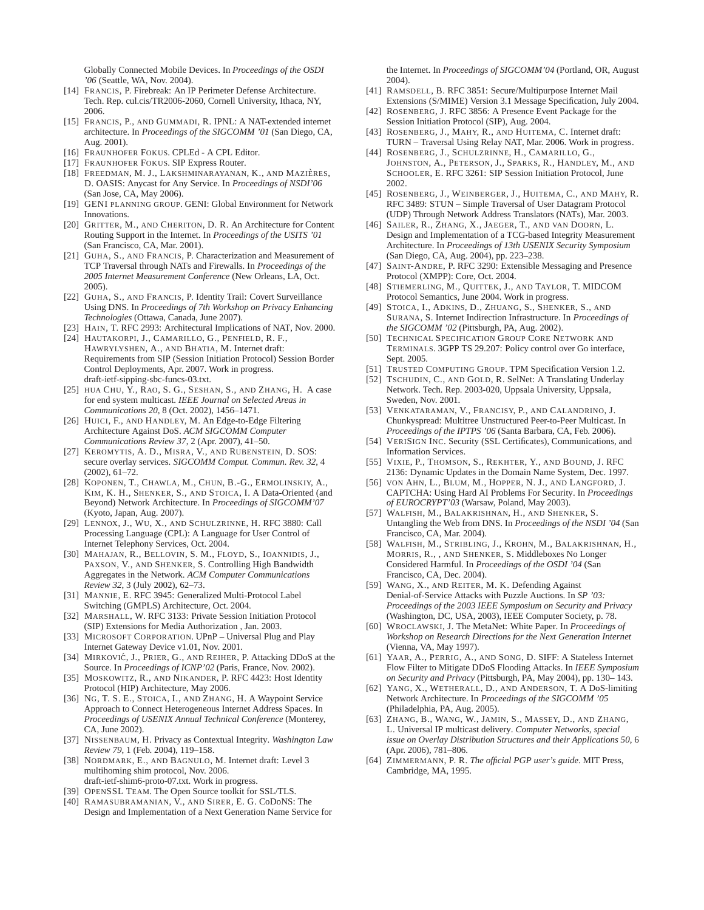Globally Connected Mobile Devices. In *Proceedings of the OSDI '06* (Seattle, WA, Nov. 2004).

[14] FRANCIS, P. Firebreak: An IP Perimeter Defense Architecture. Tech. Rep. cul.cis/TR2006-2060, Cornell University, Ithaca, NY, 2006.

[15] FRANCIS, P., AND GUMMADI, R. IPNL: A NAT-extended internet architecture. In *Proceedings of the SIGCOMM '01* (San Diego, CA, Aug. 2001).

[16] FRAUNHOFER FOKUS. CPLEd - A CPL Editor.

[17] FRAUNHOFER FOKUS. SIP Express Router.

[18] FREEDMAN, M. J., LAKSHMINARAYANAN, K., AND MAZIÈRES, D. OASIS: Anycast for Any Service. In *Proceedings of NSDI'06* (San Jose, CA, May 2006).

[19] GENI PLANNING GROUP. GENI: Global Environment for Network Innovations.

[20] GRITTER, M., AND CHERITON, D. R. An Architecture for Content Routing Support in the Internet. In *Proceedings of the USITS '01* (San Francisco, CA, Mar. 2001).

[21] GUHA, S., AND FRANCIS, P. Characterization and Measurement of TCP Traversal through NATs and Firewalls. In *Proceedings of the 2005 Internet Measurement Conference* (New Orleans, LA, Oct. 2005).

[22] GUHA, S., AND FRANCIS, P. Identity Trail: Covert Surveillance Using DNS. In *Proceedings of 7th Workshop on Privacy Enhancing Technologies* (Ottawa, Canada, June 2007).

[23] HAIN, T. RFC 2993: Architectural Implications of NAT, Nov. 2000.

[24] HAUTAKORPI, J., CAMARILLO, G., PENFIELD, R. F., HAWRYLYSHEN, A., AND BHATIA, M. Internet draft: Requirements from SIP (Session Initiation Protocol) Session Border Control Deployments, Apr. 2007. Work in progress. draft-ietf-sipping-sbc-funcs-03.txt.

[25] HUA CHU, Y., RAO, S. G., SESHAN, S., AND ZHANG, H. A case for end system multicast. *IEEE Journal on Selected Areas in Communications 20*, 8 (Oct. 2002), 1456–1471.

[26] HUICI, F., AND HANDLEY, M. An Edge-to-Edge Filtering Architecture Against DoS. *ACM SIGCOMM Computer Communications Review 37*, 2 (Apr. 2007), 41–50.

[27] KEROMYTIS, A. D., MISRA, V., AND RUBENSTEIN, D. SOS: secure overlay services. *SIGCOMM Comput. Commun. Rev. 32*, 4 (2002), 61–72.

[28] KOPONEN, T., CHAWLA, M., CHUN, B.-G., ERMOLINSKIY, A., KIM, K. H., SHENKER, S., AND STOICA, I. A Data-Oriented (and Beyond) Network Architecture. In *Proceedings of SIGCOMM'07* (Kyoto, Japan, Aug. 2007).

[29] LENNOX, J., WU, X., AND SCHULZRINNE, H. RFC 3880: Call Processing Language (CPL): A Language for User Control of Internet Telephony Services, Oct. 2004.

[30] MAHAJAN, R., BELLOVIN, S. M., FLOYD, S., IOANNIDIS, J., PAXSON, V., AND SHENKER, S. Controlling High Bandwidth Aggregates in the Network. *ACM Computer Communications Review 32*, 3 (July 2002), 62–73.

[31] MANNIE, E. RFC 3945: Generalized Multi-Protocol Label Switching (GMPLS) Architecture, Oct. 2004.

[32] MARSHALL, W. RFC 3133: Private Session Initiation Protocol (SIP) Extensions for Media Authorization , Jan. 2003.

[33] MICROSOFT CORPORATION. UPnP – Universal Plug and Play Internet Gateway Device v1.01, Nov. 2001.

[34] MIRKOVIĆ, J., PRIER, G., AND REIHER, P. Attacking DDoS at the Source. In *Proceedings of ICNP'02* (Paris, France, Nov. 2002).

[35] MOSKOWITZ, R., AND NIKANDER, P. RFC 4423: Host Identity Protocol (HIP) Architecture, May 2006.

[36] NG, T. S. E., STOICA, I., AND ZHANG, H. A Waypoint Service Approach to Connect Heterogeneous Internet Address Spaces. In *Proceedings of USENIX Annual Technical Conference* (Monterey, CA, June 2002).

[37] NISSENBAUM, H. Privacy as Contextual Integrity. *Washington Law Review 79*, 1 (Feb. 2004), 119–158.

[38] NORDMARK, E., AND BAGNULO, M. Internet draft: Level 3 multihoming shim protocol, Nov. 2006. draft-ietf-shim6-proto-07.txt. Work in progress.

[39] OPENSSL TEAM. The Open Source toolkit for SSL/TLS.

[40] RAMASUBRAMANIAN, V., AND SIRER, E. G. CoDoNS: The Design and Implementation of a Next Generation Name Service for the Internet. In *Proceedings of SIGCOMM'04* (Portland, OR, August 2004).

[41] RAMSDELL, B. RFC 3851: Secure/Multipurpose Internet Mail Extensions (S/MIME) Version 3.1 Message Specification, July 2004.

[42] ROSENBERG, J. RFC 3856: A Presence Event Package for the Session Initiation Protocol (SIP), Aug. 2004.

[43] ROSENBERG, J., MAHY, R., AND HUITEMA, C. Internet draft: TURN – Traversal Using Relay NAT, Mar. 2006. Work in progress.

[44] ROSENBERG, J., SCHULZRINNE, H., CAMARILLO, G., JOHNSTON, A., PETERSON, J., SPARKS, R., HANDLEY, M., AND SCHOOLER, E. RFC 3261: SIP Session Initiation Protocol, June 2002.

[45] ROSENBERG, J., WEINBERGER, J., HUITEMA, C., AND MAHY, R. RFC 3489: STUN – Simple Traversal of User Datagram Protocol (UDP) Through Network Address Translators (NATs), Mar. 2003.

[46] SAILER, R., ZHANG, X., JAEGER, T., AND VAN DOORN, L. Design and Implementation of a TCG-based Integrity Measurement Architecture. In *Proceedings of 13th USENIX Security Symposium* (San Diego, CA, Aug. 2004), pp. 223–238.

[47] SAINT-ANDRE, P. RFC 3290: Extensible Messaging and Presence Protocol (XMPP): Core, Oct. 2004.

[48] STIEMERLING, M., QUITTEK, J., AND TAYLOR, T. MIDCOM Protocol Semantics, June 2004. Work in progress.

[49] STOICA, I., ADKINS, D., ZHUANG, S., SHENKER, S., AND SURANA, S. Internet Indirection Infrastructure. In *Proceedings of the SIGCOMM '02* (Pittsburgh, PA, Aug. 2002).

[50] TECHNICAL SPECIFICATION GROUP CORE NETWORK AND TERMINALS. 3GPP TS 29.207: Policy control over Go interface, Sept. 2005.

[51] TRUSTED COMPUTING GROUP. TPM Specification Version 1.2.

[52] TSCHUDIN, C., AND GOLD, R. SelNet: A Translating Underlay Network. Tech. Rep. 2003-020, Uppsala University, Uppsala, Sweden, Nov. 2001.

[53] VENKATARAMAN, V., FRANCISY, P., AND CALANDRINO, J. Chunkyspread: Multitree Unstructured Peer-to-Peer Multicast. In *Proceedings of the IPTPS '06* (Santa Barbara, CA, Feb. 2006).

[54] VERISIGN INC. Security (SSL Certificates), Communications, and Information Services.

[55] VIXIE, P., THOMSON, S., REKHTER, Y., AND BOUND, J. RFC 2136: Dynamic Updates in the Domain Name System, Dec. 1997.

[56] VON AHN, L., BLUM, M., HOPPER, N. J., AND LANGFORD, J. CAPTCHA: Using Hard AI Problems For Security. In *Proceedings of EUROCRYPT'03* (Warsaw, Poland, May 2003).

[57] WALFISH, M., BALAKRISHNAN, H., AND SHENKER, S. Untangling the Web from DNS. In *Proceedings of the NSDI '04* (San Francisco, CA, Mar. 2004).

[58] WALFISH, M., STRIBLING, J., KROHN, M., BALAKRISHNAN, H., MORRIS, R., , AND SHENKER, S. Middleboxes No Longer Considered Harmful. In *Proceedings of the OSDI '04* (San Francisco, CA, Dec. 2004).

[59] WANG, X., AND REITER, M. K. Defending Against Denial-of-Service Attacks with Puzzle Auctions. In *SP '03: Proceedings of the 2003 IEEE Symposium on Security and Privacy* (Washington, DC, USA, 2003), IEEE Computer Society, p. 78.

[60] WROCLAWSKI, J. The MetaNet: White Paper. In *Proceedings of Workshop on Research Directions for the Next Generation Internet* (Vienna, VA, May 1997).

[61] YAAR, A., PERRIG, A., AND SONG, D. SIFF: A Stateless Internet Flow Filter to Mitigate DDoS Flooding Attacks. In *IEEE Symposium on Security and Privacy* (Pittsburgh, PA, May 2004), pp. 130– 143.

[62] YANG, X., WETHERALL, D., AND ANDERSON, T. A DoS-limiting Network Architecture. In *Proceedings of the SIGCOMM '05* (Philadelphia, PA, Aug. 2005).

[63] ZHANG, B., WANG, W., JAMIN, S., MASSEY, D., AND ZHANG, L. Universal IP multicast delivery. *Computer Networks, special issue on Overlay Distribution Structures and their Applications 50*, 6 (Apr. 2006), 781–806.

[64] ZIMMERMANN, P. R. *The official PGP user's guide*. MIT Press, Cambridge, MA, 1995.